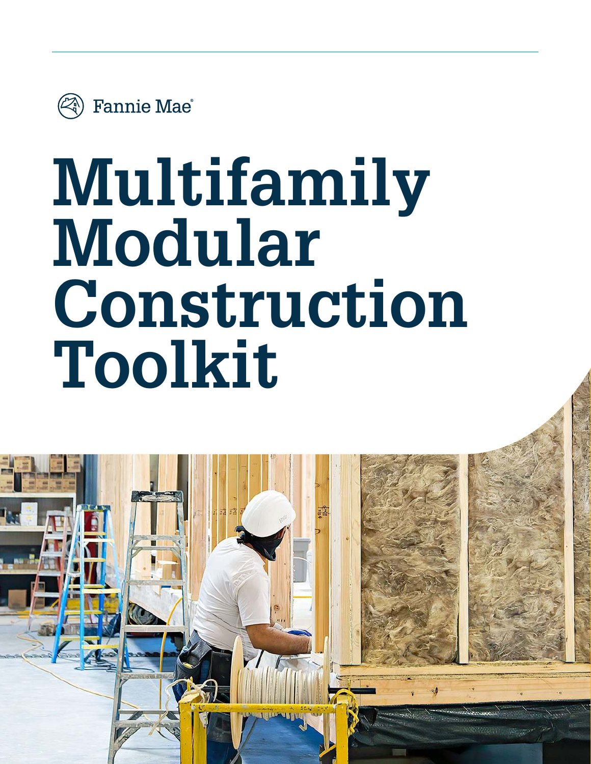Fannie Mae

# Multifamily Modular Construction Toolkit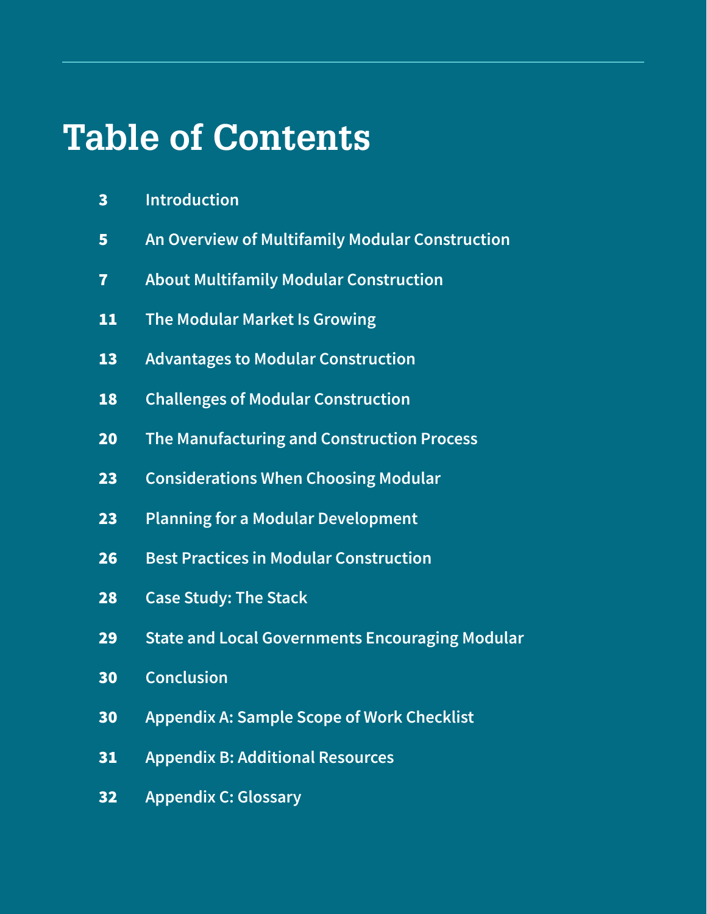# Table of Contents

| | |
|---|---|
| 3 | Introduction |
| 5 | An Overview of Multifamily Modular Construction |
| 7 | About Multifamily Modular Construction |
| 11 | The Modular Market Is Growing |
| 13 | Advantages to Modular Construction |
| 18 | Challenges of Modular Construction |
| 20 | The Manufacturing and Construction Process |
| 23 | Considerations When Choosing Modular |
| 23 | Planning for a Modular Development |
| 26 | Best Practices in Modular Construction |
| 28 | Case Study: The Stack |
| 29 | State and Local Governments Encouraging Modular |
| 30 | Conclusion |
| 30 | Appendix A: Sample Scope of Work Checklist |
| 31 | Appendix B: Additional Resources |
| 32 | Appendix C: Glossary |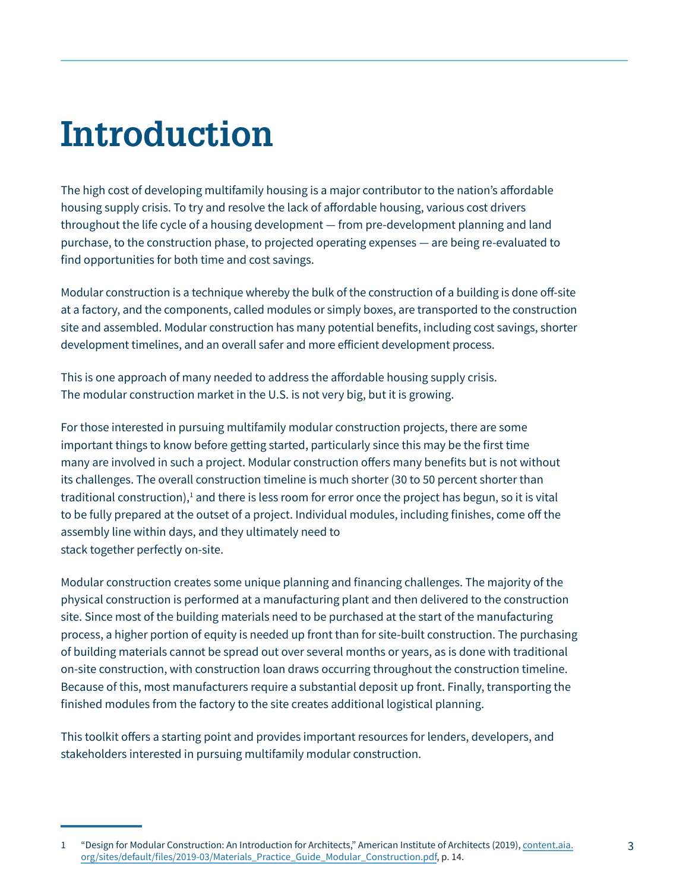# Introduction

The high cost of developing multifamily housing is a major contributor to the nation's affordable housing supply crisis. To try and resolve the lack of affordable housing, various cost drivers throughout the life cycle of a housing development — from pre-development planning and land purchase, to the construction phase, to projected operating expenses — are being re-evaluated to find opportunities for both time and cost savings.

Modular construction is a technique whereby the bulk of the construction of a building is done off-site at a factory, and the components, called modules or simply boxes, are transported to the construction site and assembled. Modular construction has many potential benefits, including cost savings, shorter development timelines, and an overall safer and more efficient development process.

This is one approach of many needed to address the affordable housing supply crisis. The modular construction market in the U.S. is not very big, but it is growing.

For those interested in pursuing multifamily modular construction projects, there are some important things to know before getting started, particularly since this may be the first time many are involved in such a project. Modular construction offers many benefits but is not without its challenges. The overall construction timeline is much shorter (30 to 50 percent shorter than traditional construction),[1] and there is less room for error once the project has begun, so it is vital to be fully prepared at the outset of a project. Individual modules, including finishes, come off the assembly line within days, and they ultimately need to stack together perfectly on-site.

Modular construction creates some unique planning and financing challenges. The majority of the physical construction is performed at a manufacturing plant and then delivered to the construction site. Since most of the building materials need to be purchased at the start of the manufacturing process, a higher portion of equity is needed up front than for site-built construction. The purchasing of building materials cannot be spread out over several months or years, as is done with traditional on-site construction, with construction loan draws occurring throughout the construction timeline. Because of this, most manufacturers require a substantial deposit up front. Finally, transporting the finished modules from the factory to the site creates additional logistical planning.

This toolkit offers a starting point and provides important resources for lenders, developers, and stakeholders interested in pursuing multifamily modular construction.

---

1 "Design for Modular Construction: An Introduction for Architects," American Institute of Architects (2019), content.aia.org/sites/default/files/2019-03/Materials_Practice_Guide_Modular_Construction.pdf, p. 14.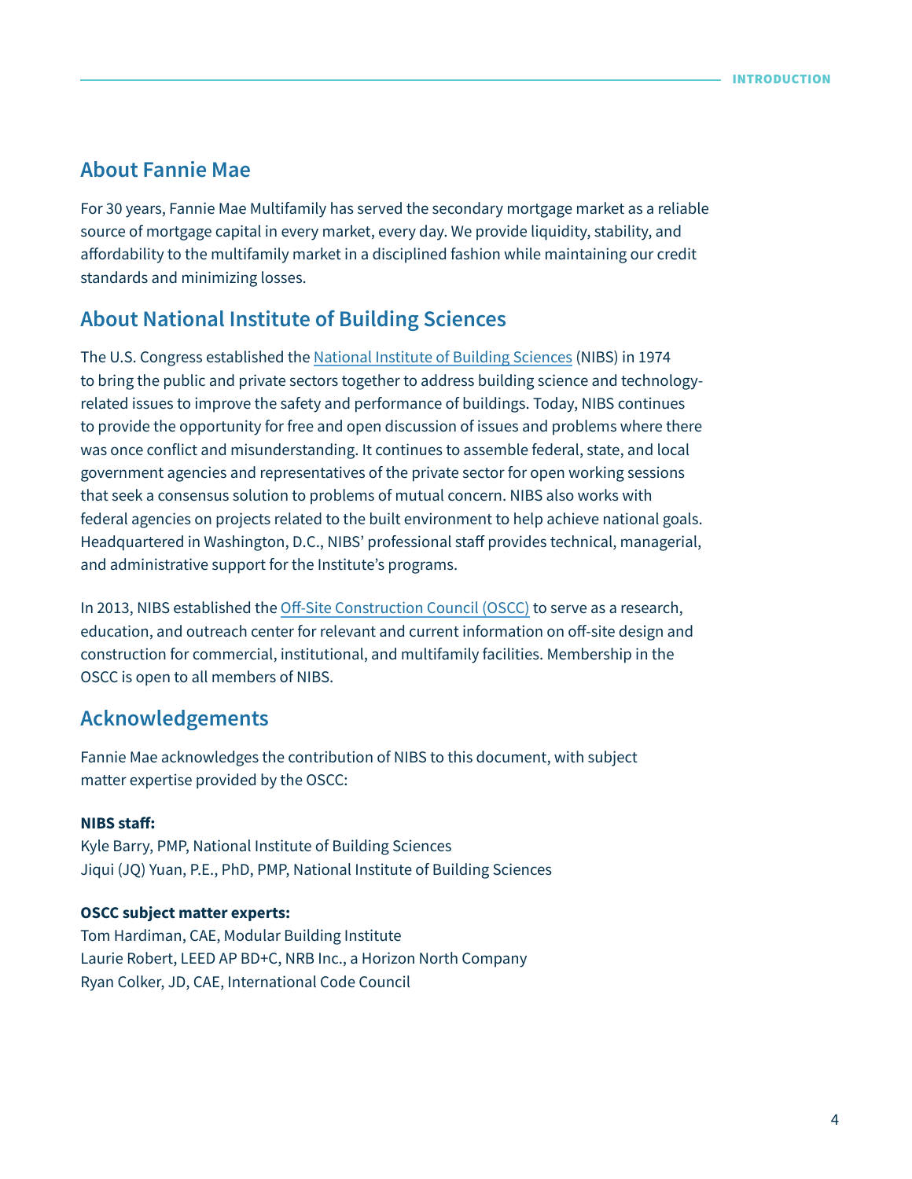## About Fannie Mae

For 30 years, Fannie Mae Multifamily has served the secondary mortgage market as a reliable source of mortgage capital in every market, every day. We provide liquidity, stability, and affordability to the multifamily market in a disciplined fashion while maintaining our credit standards and minimizing losses.

## About National Institute of Building Sciences

The U.S. Congress established the National Institute of Building Sciences (NIBS) in 1974 to bring the public and private sectors together to address building science and technology-related issues to improve the safety and performance of buildings. Today, NIBS continues to provide the opportunity for free and open discussion of issues and problems where there was once conflict and misunderstanding. It continues to assemble federal, state, and local government agencies and representatives of the private sector for open working sessions that seek a consensus solution to problems of mutual concern. NIBS also works with federal agencies on projects related to the built environment to help achieve national goals. Headquartered in Washington, D.C., NIBS' professional staff provides technical, managerial, and administrative support for the Institute's programs.

In 2013, NIBS established the Off-Site Construction Council (OSCC) to serve as a research, education, and outreach center for relevant and current information on off-site design and construction for commercial, institutional, and multifamily facilities. Membership in the OSCC is open to all members of NIBS.

## Acknowledgements

Fannie Mae acknowledges the contribution of NIBS to this document, with subject matter expertise provided by the OSCC:

**NIBS staff:**
Kyle Barry, PMP, National Institute of Building Sciences
Jiqui (JQ) Yuan, P.E., PhD, PMP, National Institute of Building Sciences

**OSCC subject matter experts:**
Tom Hardiman, CAE, Modular Building Institute
Laurie Robert, LEED AP BD+C, NRB Inc., a Horizon North Company
Ryan Colker, JD, CAE, International Code Council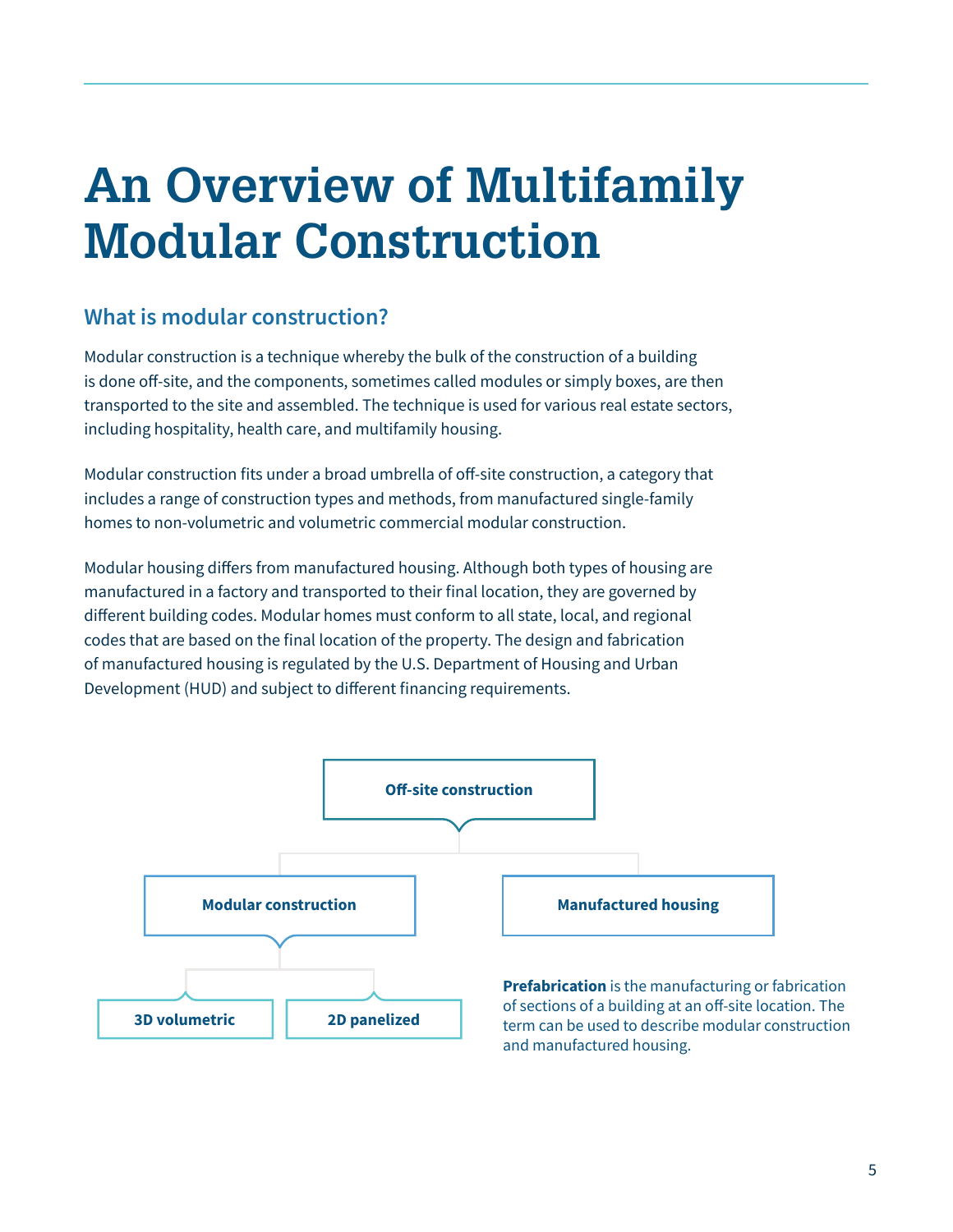# An Overview of Multifamily Modular Construction

## What is modular construction?

Modular construction is a technique whereby the bulk of the construction of a building is done off-site, and the components, sometimes called modules or simply boxes, are then transported to the site and assembled. The technique is used for various real estate sectors, including hospitality, health care, and multifamily housing.

Modular construction fits under a broad umbrella of off-site construction, a category that includes a range of construction types and methods, from manufactured single-family homes to non-volumetric and volumetric commercial modular construction.

Modular housing differs from manufactured housing. Although both types of housing are manufactured in a factory and transported to their final location, they are governed by different building codes. Modular homes must conform to all state, local, and regional codes that are based on the final location of the property. The design and fabrication of manufactured housing is regulated by the U.S. Department of Housing and Urban Development (HUD) and subject to different financing requirements.

**Off-site construction**

- **Modular construction**
  - **3D volumetric**
  - **2D panelized**
- **Manufactured housing**

**Prefabrication** is the manufacturing or fabrication of sections of a building at an off-site location. The term can be used to describe modular construction and manufactured housing.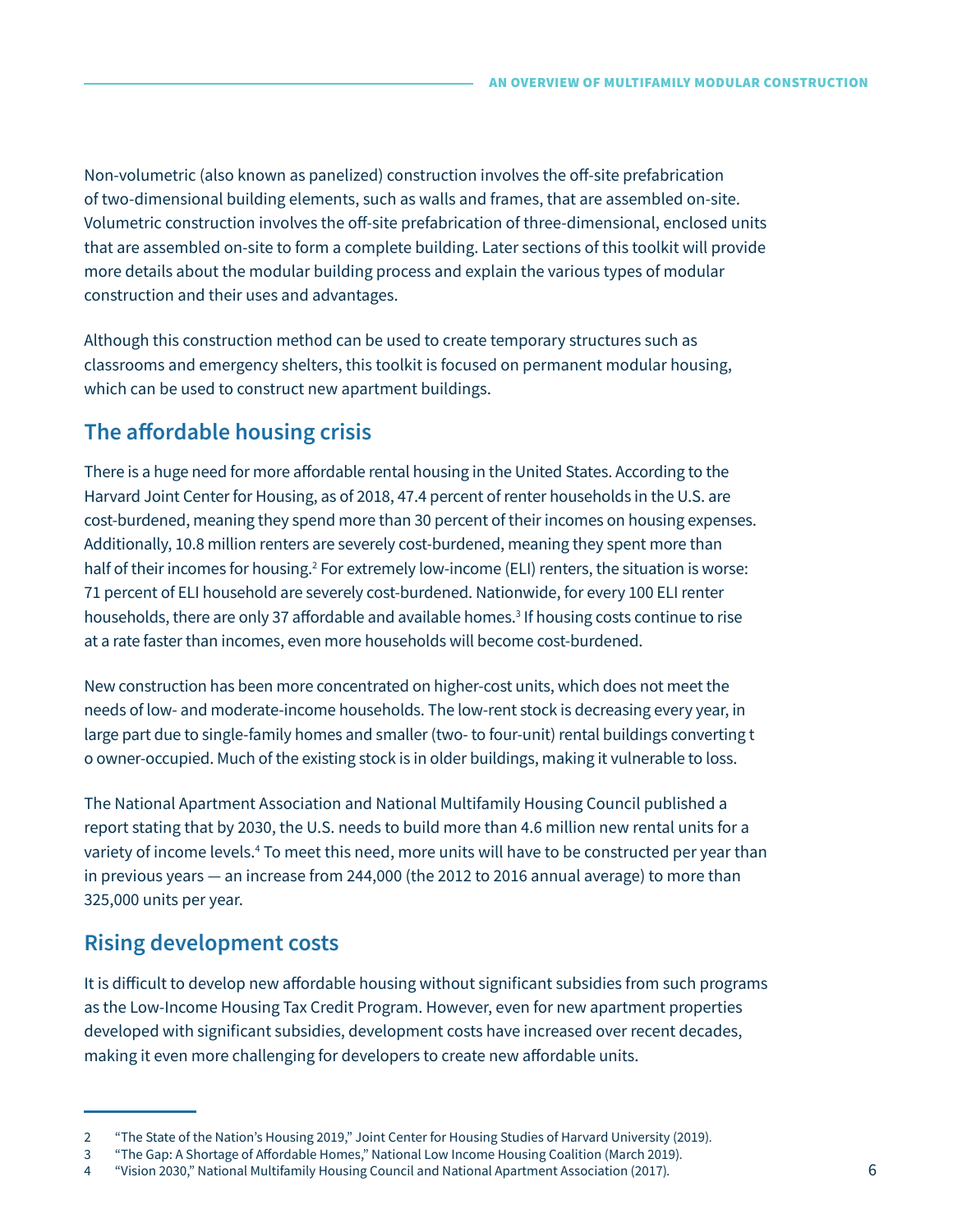Non-volumetric (also known as panelized) construction involves the off-site prefabrication of two-dimensional building elements, such as walls and frames, that are assembled on-site. Volumetric construction involves the off-site prefabrication of three-dimensional, enclosed units that are assembled on-site to form a complete building. Later sections of this toolkit will provide more details about the modular building process and explain the various types of modular construction and their uses and advantages.

Although this construction method can be used to create temporary structures such as classrooms and emergency shelters, this toolkit is focused on permanent modular housing, which can be used to construct new apartment buildings.

## The affordable housing crisis

There is a huge need for more affordable rental housing in the United States. According to the Harvard Joint Center for Housing, as of 2018, 47.4 percent of renter households in the U.S. are cost-burdened, meaning they spend more than 30 percent of their incomes on housing expenses. Additionally, 10.8 million renters are severely cost-burdened, meaning they spent more than half of their incomes for housing.[2] For extremely low-income (ELI) renters, the situation is worse: 71 percent of ELI household are severely cost-burdened. Nationwide, for every 100 ELI renter households, there are only 37 affordable and available homes.[3] If housing costs continue to rise at a rate faster than incomes, even more households will become cost-burdened.

New construction has been more concentrated on higher-cost units, which does not meet the needs of low- and moderate-income households. The low-rent stock is decreasing every year, in large part due to single-family homes and smaller (two- to four-unit) rental buildings converting to owner-occupied. Much of the existing stock is in older buildings, making it vulnerable to loss.

The National Apartment Association and National Multifamily Housing Council published a report stating that by 2030, the U.S. needs to build more than 4.6 million new rental units for a variety of income levels.[4] To meet this need, more units will have to be constructed per year than in previous years — an increase from 244,000 (the 2012 to 2016 annual average) to more than 325,000 units per year.

## Rising development costs

It is difficult to develop new affordable housing without significant subsidies from such programs as the Low-Income Housing Tax Credit Program. However, even for new apartment properties developed with significant subsidies, development costs have increased over recent decades, making it even more challenging for developers to create new affordable units.

---

2 "The State of the Nation's Housing 2019," Joint Center for Housing Studies of Harvard University (2019).

3 "The Gap: A Shortage of Affordable Homes," National Low Income Housing Coalition (March 2019).

4 "Vision 2030," National Multifamily Housing Council and National Apartment Association (2017).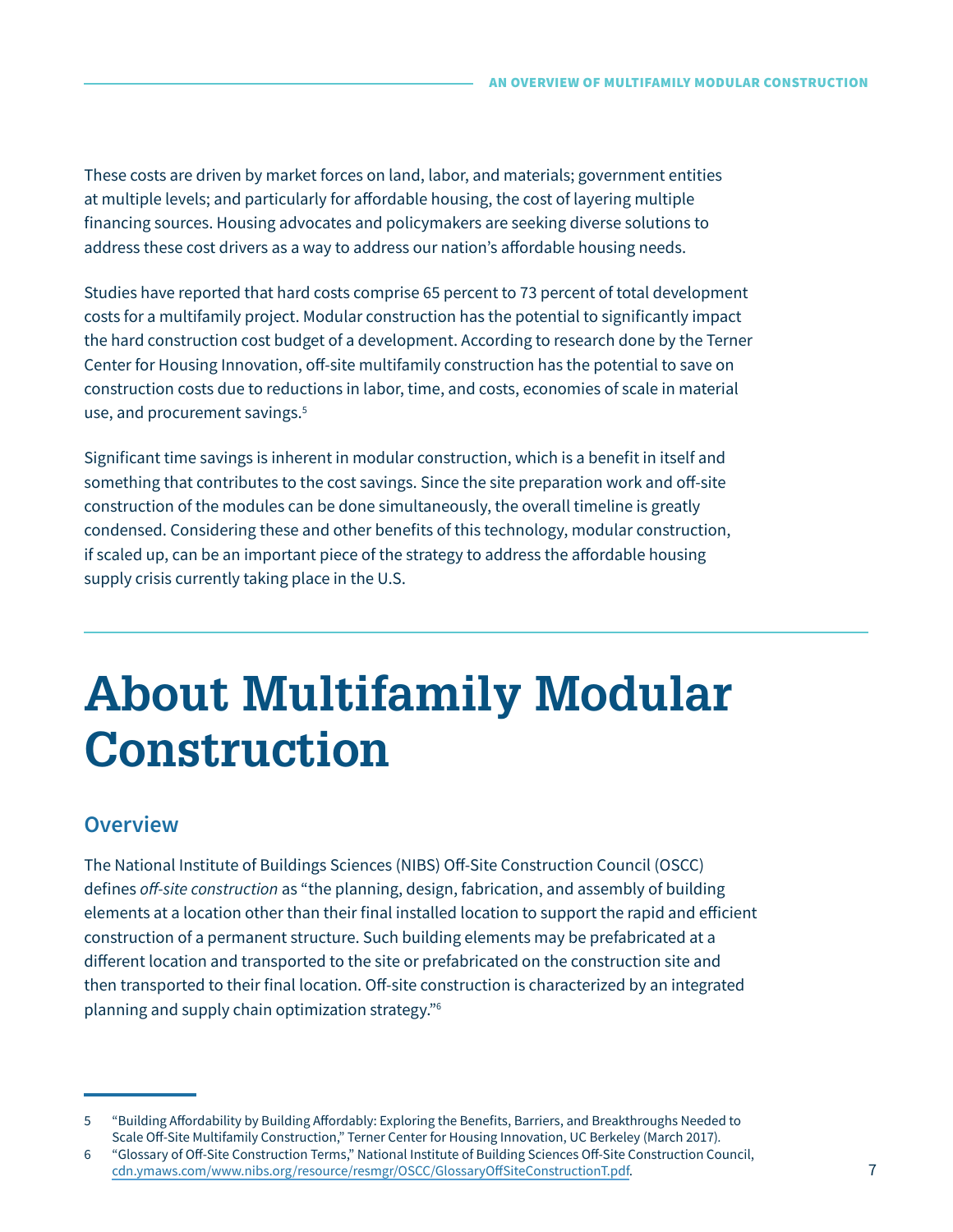These costs are driven by market forces on land, labor, and materials; government entities at multiple levels; and particularly for affordable housing, the cost of layering multiple financing sources. Housing advocates and policymakers are seeking diverse solutions to address these cost drivers as a way to address our nation's affordable housing needs.

Studies have reported that hard costs comprise 65 percent to 73 percent of total development costs for a multifamily project. Modular construction has the potential to significantly impact the hard construction cost budget of a development. According to research done by the Terner Center for Housing Innovation, off-site multifamily construction has the potential to save on construction costs due to reductions in labor, time, and costs, economies of scale in material use, and procurement savings.[5]

Significant time savings is inherent in modular construction, which is a benefit in itself and something that contributes to the cost savings. Since the site preparation work and off-site construction of the modules can be done simultaneously, the overall timeline is greatly condensed. Considering these and other benefits of this technology, modular construction, if scaled up, can be an important piece of the strategy to address the affordable housing supply crisis currently taking place in the U.S.

# About Multifamily Modular Construction

## Overview

The National Institute of Buildings Sciences (NIBS) Off-Site Construction Council (OSCC) defines *off-site construction* as "the planning, design, fabrication, and assembly of building elements at a location other than their final installed location to support the rapid and efficient construction of a permanent structure. Such building elements may be prefabricated at a different location and transported to the site or prefabricated on the construction site and then transported to their final location. Off-site construction is characterized by an integrated planning and supply chain optimization strategy."[6]

---

5 "Building Affordability by Building Affordably: Exploring the Benefits, Barriers, and Breakthroughs Needed to Scale Off-Site Multifamily Construction," Terner Center for Housing Innovation, UC Berkeley (March 2017).

6 "Glossary of Off-Site Construction Terms," National Institute of Building Sciences Off-Site Construction Council, cdn.ymaws.com/www.nibs.org/resource/resmgr/OSCC/GlossaryOffSiteConstructionT.pdf.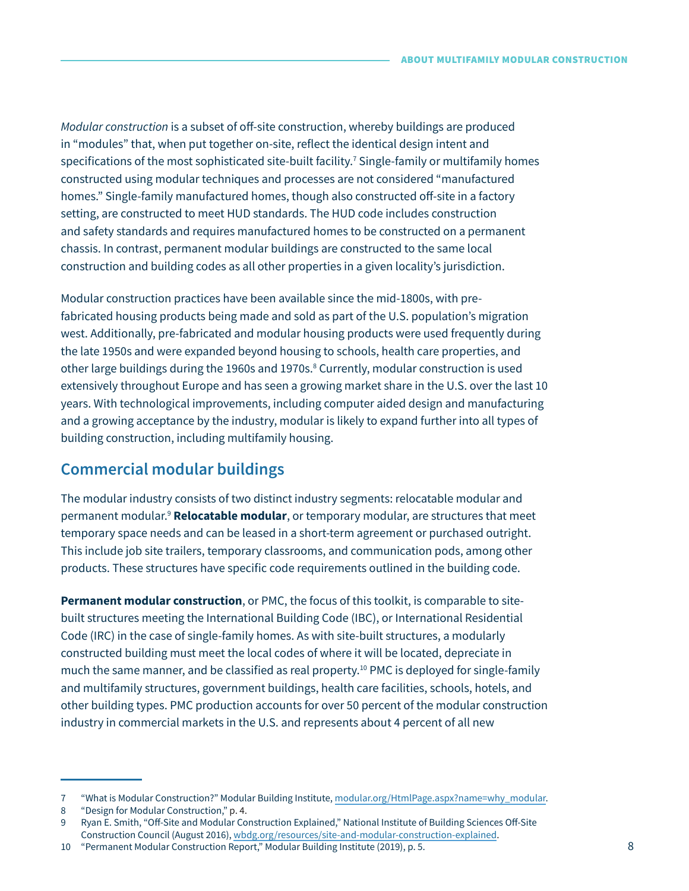*Modular construction* is a subset of off-site construction, whereby buildings are produced in "modules" that, when put together on-site, reflect the identical design intent and specifications of the most sophisticated site-built facility.[7] Single-family or multifamily homes constructed using modular techniques and processes are not considered "manufactured homes." Single-family manufactured homes, though also constructed off-site in a factory setting, are constructed to meet HUD standards. The HUD code includes construction and safety standards and requires manufactured homes to be constructed on a permanent chassis. In contrast, permanent modular buildings are constructed to the same local construction and building codes as all other properties in a given locality's jurisdiction.

Modular construction practices have been available since the mid-1800s, with pre-fabricated housing products being made and sold as part of the U.S. population's migration west. Additionally, pre-fabricated and modular housing products were used frequently during the late 1950s and were expanded beyond housing to schools, health care properties, and other large buildings during the 1960s and 1970s.[8] Currently, modular construction is used extensively throughout Europe and has seen a growing market share in the U.S. over the last 10 years. With technological improvements, including computer aided design and manufacturing and a growing acceptance by the industry, modular is likely to expand further into all types of building construction, including multifamily housing.

## Commercial modular buildings

The modular industry consists of two distinct industry segments: relocatable modular and permanent modular.[9] **Relocatable modular**, or temporary modular, are structures that meet temporary space needs and can be leased in a short-term agreement or purchased outright. This include job site trailers, temporary classrooms, and communication pods, among other products. These structures have specific code requirements outlined in the building code.

**Permanent modular construction**, or PMC, the focus of this toolkit, is comparable to site-built structures meeting the International Building Code (IBC), or International Residential Code (IRC) in the case of single-family homes. As with site-built structures, a modularly constructed building must meet the local codes of where it will be located, depreciate in much the same manner, and be classified as real property.[10] PMC is deployed for single-family and multifamily structures, government buildings, health care facilities, schools, hotels, and other building types. PMC production accounts for over 50 percent of the modular construction industry in commercial markets in the U.S. and represents about 4 percent of all new

---

7 "What is Modular Construction?" Modular Building Institute, modular.org/HtmlPage.aspx?name=why_modular.

8 "Design for Modular Construction," p. 4.

9 Ryan E. Smith, "Off-Site and Modular Construction Explained," National Institute of Building Sciences Off-Site Construction Council (August 2016), wbdg.org/resources/site-and-modular-construction-explained.

10 "Permanent Modular Construction Report," Modular Building Institute (2019), p. 5.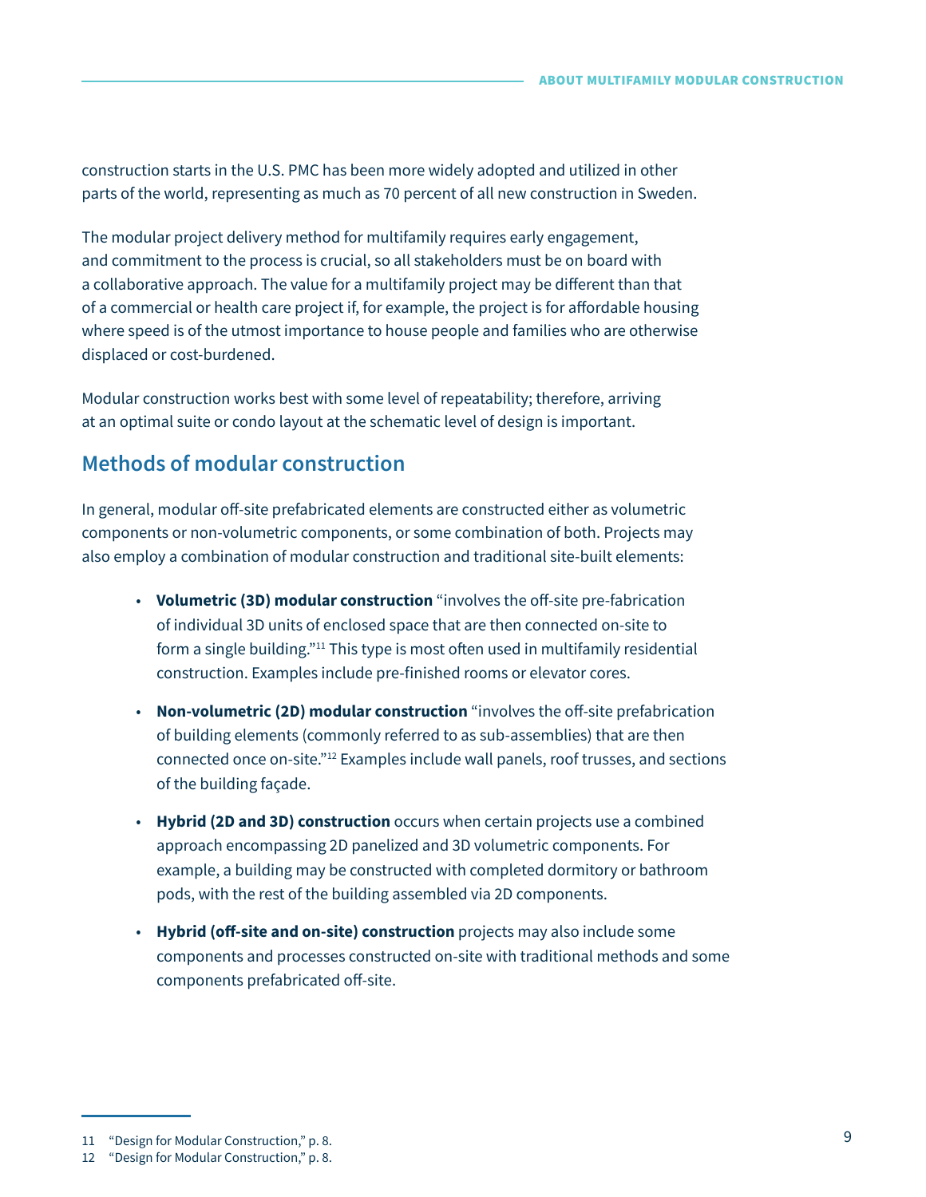construction starts in the U.S. PMC has been more widely adopted and utilized in other parts of the world, representing as much as 70 percent of all new construction in Sweden.

The modular project delivery method for multifamily requires early engagement, and commitment to the process is crucial, so all stakeholders must be on board with a collaborative approach. The value for a multifamily project may be different than that of a commercial or health care project if, for example, the project is for affordable housing where speed is of the utmost importance to house people and families who are otherwise displaced or cost-burdened.

Modular construction works best with some level of repeatability; therefore, arriving at an optimal suite or condo layout at the schematic level of design is important.

## Methods of modular construction

In general, modular off-site prefabricated elements are constructed either as volumetric components or non-volumetric components, or some combination of both. Projects may also employ a combination of modular construction and traditional site-built elements:

- **Volumetric (3D) modular construction** "involves the off-site pre-fabrication of individual 3D units of enclosed space that are then connected on-site to form a single building."[11] This type is most often used in multifamily residential construction. Examples include pre-finished rooms or elevator cores.
- **Non-volumetric (2D) modular construction** "involves the off-site prefabrication of building elements (commonly referred to as sub-assemblies) that are then connected once on-site."[12] Examples include wall panels, roof trusses, and sections of the building façade.
- **Hybrid (2D and 3D) construction** occurs when certain projects use a combined approach encompassing 2D panelized and 3D volumetric components. For example, a building may be constructed with completed dormitory or bathroom pods, with the rest of the building assembled via 2D components.
- **Hybrid (off-site and on-site) construction** projects may also include some components and processes constructed on-site with traditional methods and some components prefabricated off-site.

---

11 "Design for Modular Construction," p. 8.

12 "Design for Modular Construction," p. 8.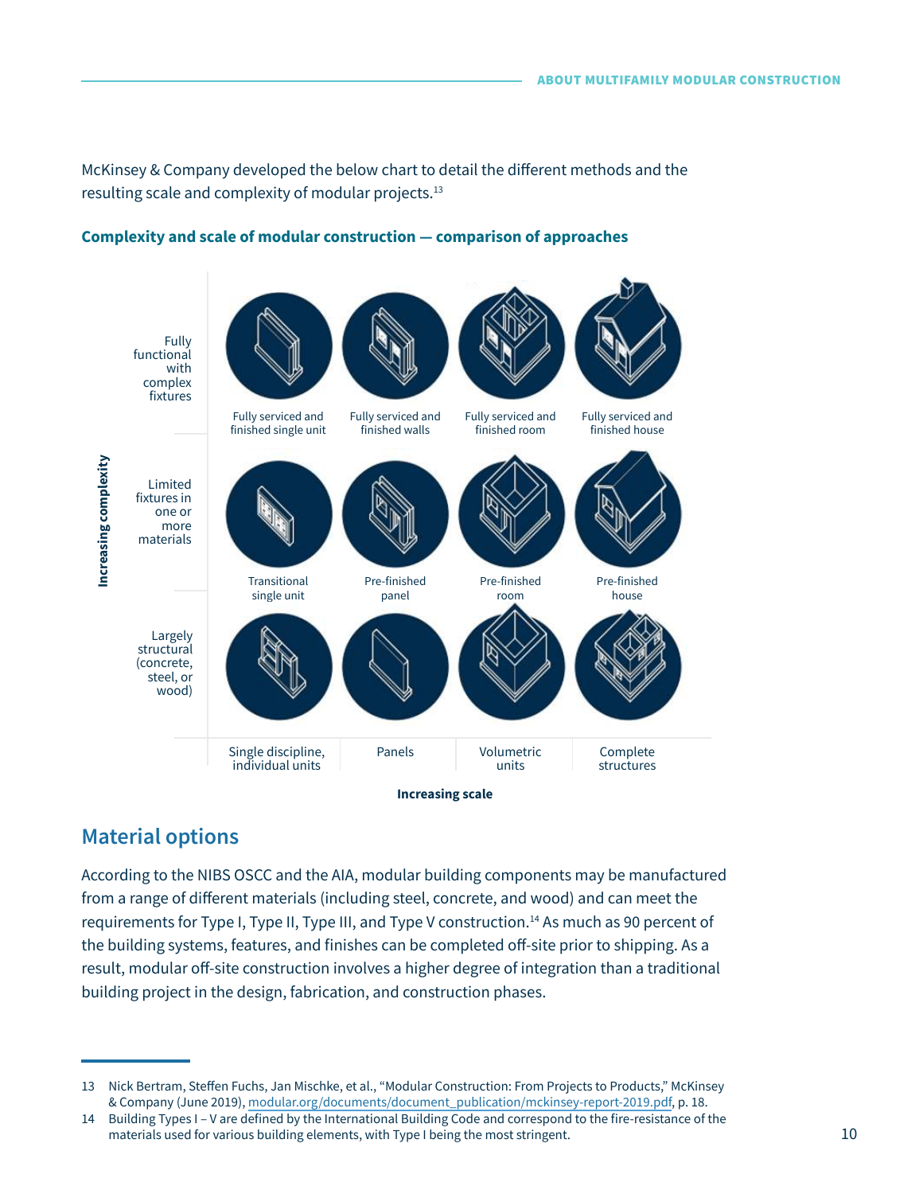McKinsey & Company developed the below chart to detail the different methods and the resulting scale and complexity of modular projects.[13]

**Complexity and scale of modular construction — comparison of approaches**

| Increasing complexity | Single discipline, individual units | Panels | Volumetric units | Complete structures |
|---|---|---|---|---|
| Fully functional with complex fixtures | Fully serviced and finished single unit | Fully serviced and finished walls | Fully serviced and finished room | Fully serviced and finished house |
| Limited fixtures in one or more materials | Transitional single unit | Pre-finished panel | Pre-finished room | Pre-finished house |
| Largely structural (concrete, steel, or wood) | | | | |

**Increasing scale**

## Material options

According to the NIBS OSCC and the AIA, modular building components may be manufactured from a range of different materials (including steel, concrete, and wood) and can meet the requirements for Type I, Type II, Type III, and Type V construction.[14] As much as 90 percent of the building systems, features, and finishes can be completed off-site prior to shipping. As a result, modular off-site construction involves a higher degree of integration than a traditional building project in the design, fabrication, and construction phases.

---

13 Nick Bertram, Steffen Fuchs, Jan Mischke, et al., "Modular Construction: From Projects to Products," McKinsey & Company (June 2019), modular.org/documents/document_publication/mckinsey-report-2019.pdf, p. 18.

14 Building Types I – V are defined by the International Building Code and correspond to the fire-resistance of the materials used for various building elements, with Type I being the most stringent.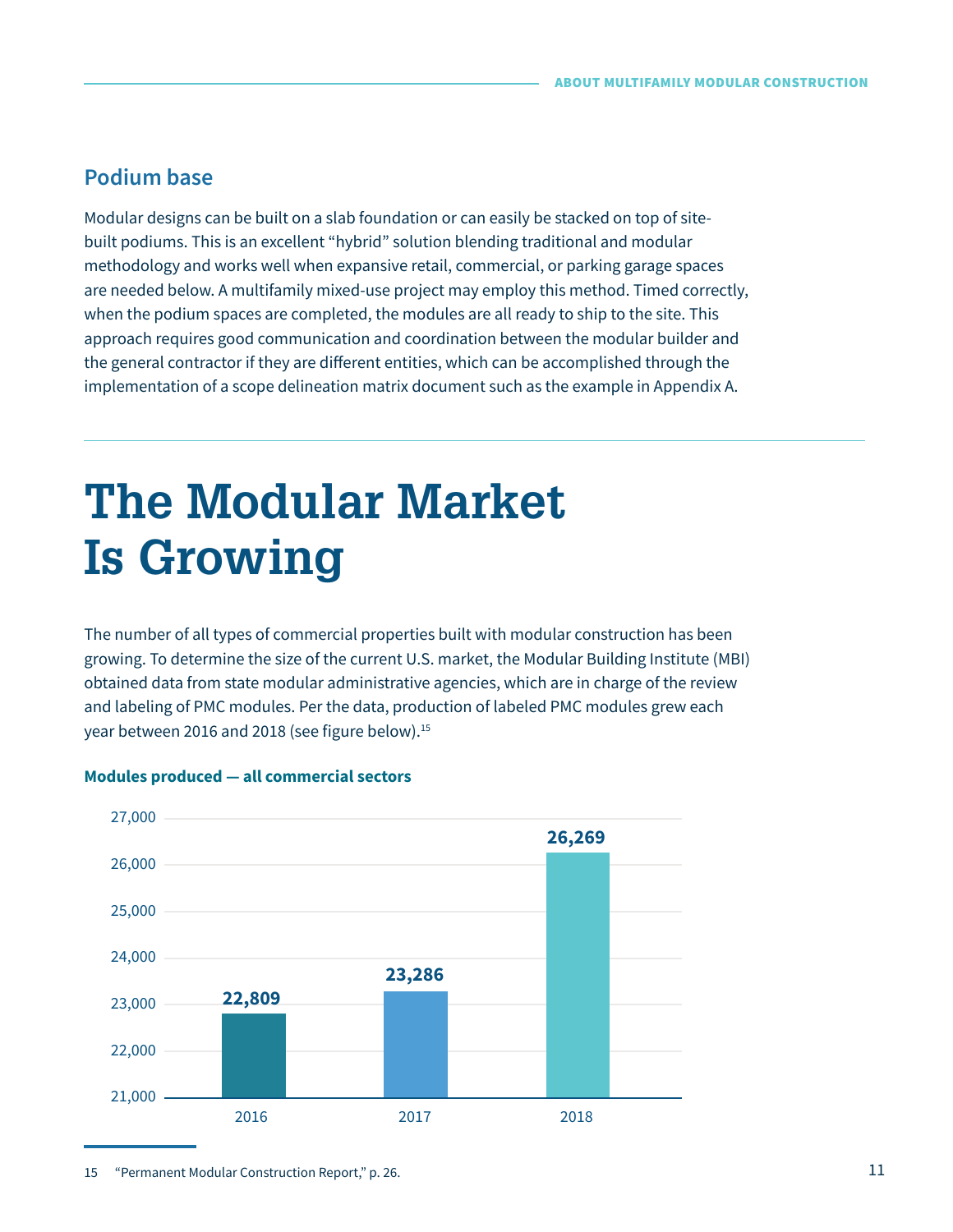## Podium base

Modular designs can be built on a slab foundation or can easily be stacked on top of site-built podiums. This is an excellent "hybrid" solution blending traditional and modular methodology and works well when expansive retail, commercial, or parking garage spaces are needed below. A multifamily mixed-use project may employ this method. Timed correctly, when the podium spaces are completed, the modules are all ready to ship to the site. This approach requires good communication and coordination between the modular builder and the general contractor if they are different entities, which can be accomplished through the implementation of a scope delineation matrix document such as the example in Appendix A.

# The Modular Market Is Growing

The number of all types of commercial properties built with modular construction has been growing. To determine the size of the current U.S. market, the Modular Building Institute (MBI) obtained data from state modular administrative agencies, which are in charge of the review and labeling of PMC modules. Per the data, production of labeled PMC modules grew each year between 2016 and 2018 (see figure below).[15]

**Modules produced — all commercial sectors**

| Year | Modules produced |
|---|---|
| 2016 | 22,809 |
| 2017 | 23,286 |
| 2018 | 26,269 |

15 "Permanent Modular Construction Report," p. 26.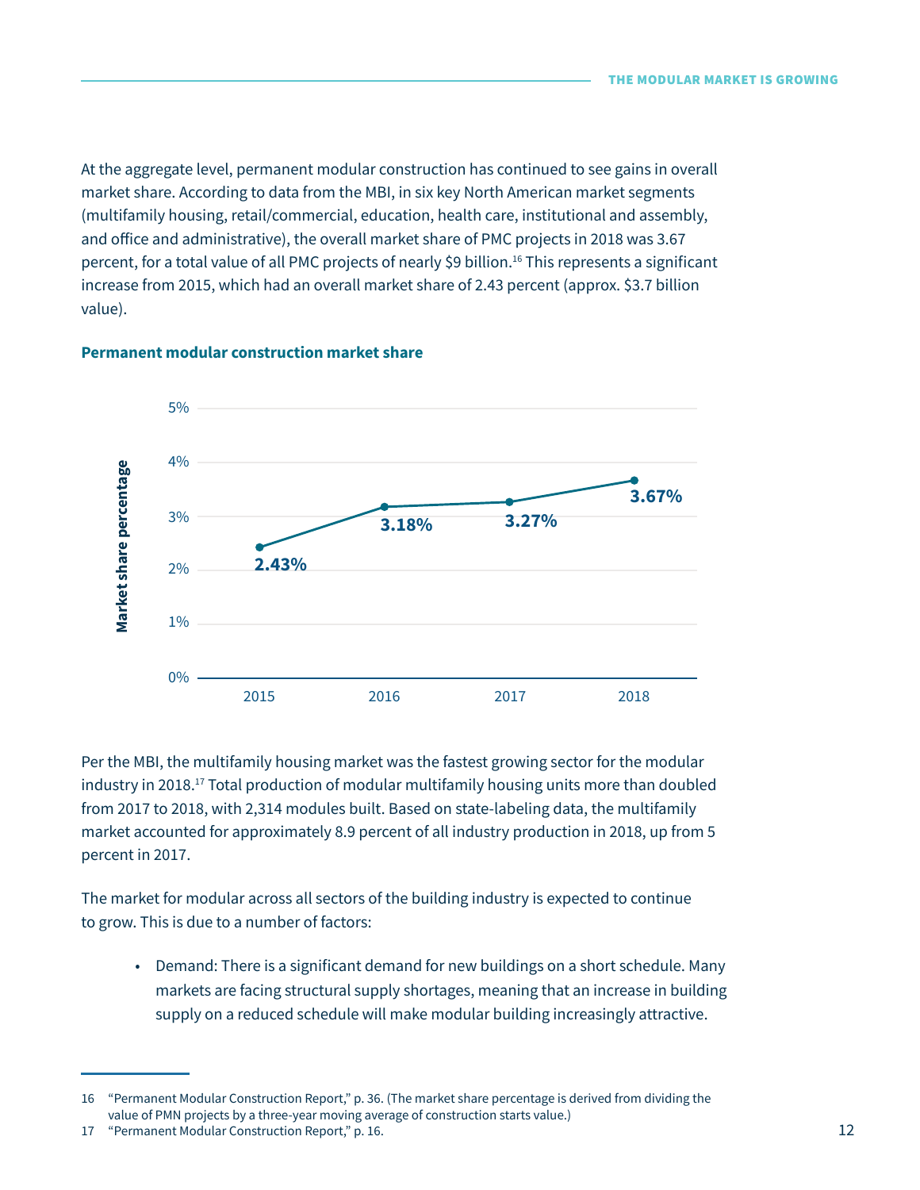At the aggregate level, permanent modular construction has continued to see gains in overall market share. According to data from the MBI, in six key North American market segments (multifamily housing, retail/commercial, education, health care, institutional and assembly, and office and administrative), the overall market share of PMC projects in 2018 was 3.67 percent, for a total value of all PMC projects of nearly $9 billion.[16] This represents a significant increase from 2015, which had an overall market share of 2.43 percent (approx. $3.7 billion value).

**Permanent modular construction market share**

| Year | Market share percentage |
|---|---|
| 2015 | 2.43% |
| 2016 | 3.18% |
| 2017 | 3.27% |
| 2018 | 3.67% |

Per the MBI, the multifamily housing market was the fastest growing sector for the modular industry in 2018.[17] Total production of modular multifamily housing units more than doubled from 2017 to 2018, with 2,314 modules built. Based on state-labeling data, the multifamily market accounted for approximately 8.9 percent of all industry production in 2018, up from 5 percent in 2017.

The market for modular across all sectors of the building industry is expected to continue to grow. This is due to a number of factors:

- Demand: There is a significant demand for new buildings on a short schedule. Many markets are facing structural supply shortages, meaning that an increase in building supply on a reduced schedule will make modular building increasingly attractive.

16 "Permanent Modular Construction Report," p. 36. (The market share percentage is derived from dividing the value of PMN projects by a three-year moving average of construction starts value.)

17 "Permanent Modular Construction Report," p. 16.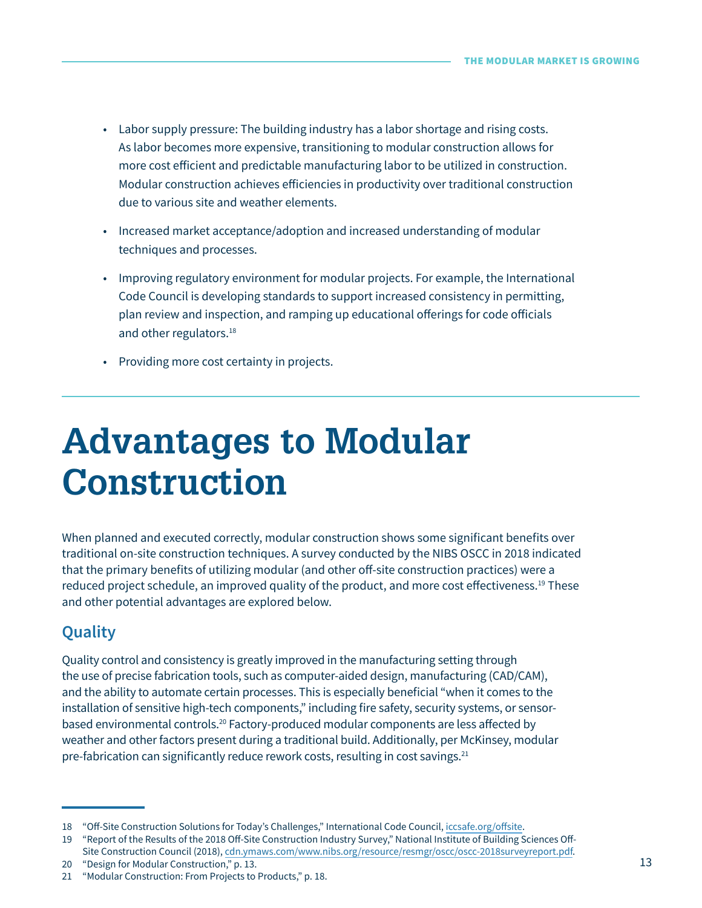- Labor supply pressure: The building industry has a labor shortage and rising costs. As labor becomes more expensive, transitioning to modular construction allows for more cost efficient and predictable manufacturing labor to be utilized in construction. Modular construction achieves efficiencies in productivity over traditional construction due to various site and weather elements.
- Increased market acceptance/adoption and increased understanding of modular techniques and processes.
- Improving regulatory environment for modular projects. For example, the International Code Council is developing standards to support increased consistency in permitting, plan review and inspection, and ramping up educational offerings for code officials and other regulators.[18]
- Providing more cost certainty in projects.

# Advantages to Modular Construction

When planned and executed correctly, modular construction shows some significant benefits over traditional on-site construction techniques. A survey conducted by the NIBS OSCC in 2018 indicated that the primary benefits of utilizing modular (and other off-site construction practices) were a reduced project schedule, an improved quality of the product, and more cost effectiveness.[19] These and other potential advantages are explored below.

## Quality

Quality control and consistency is greatly improved in the manufacturing setting through the use of precise fabrication tools, such as computer-aided design, manufacturing (CAD/CAM), and the ability to automate certain processes. This is especially beneficial "when it comes to the installation of sensitive high-tech components," including fire safety, security systems, or sensor-based environmental controls.[20] Factory-produced modular components are less affected by weather and other factors present during a traditional build. Additionally, per McKinsey, modular pre-fabrication can significantly reduce rework costs, resulting in cost savings.[21]

---

18 "Off-Site Construction Solutions for Today's Challenges," International Code Council, iccsafe.org/offsite.

19 "Report of the Results of the 2018 Off-Site Construction Industry Survey," National Institute of Building Sciences Off-Site Construction Council (2018), cdn.ymaws.com/www.nibs.org/resource/resmgr/oscc/oscc-2018surveyreport.pdf.

20 "Design for Modular Construction," p. 13.

21 "Modular Construction: From Projects to Products," p. 18.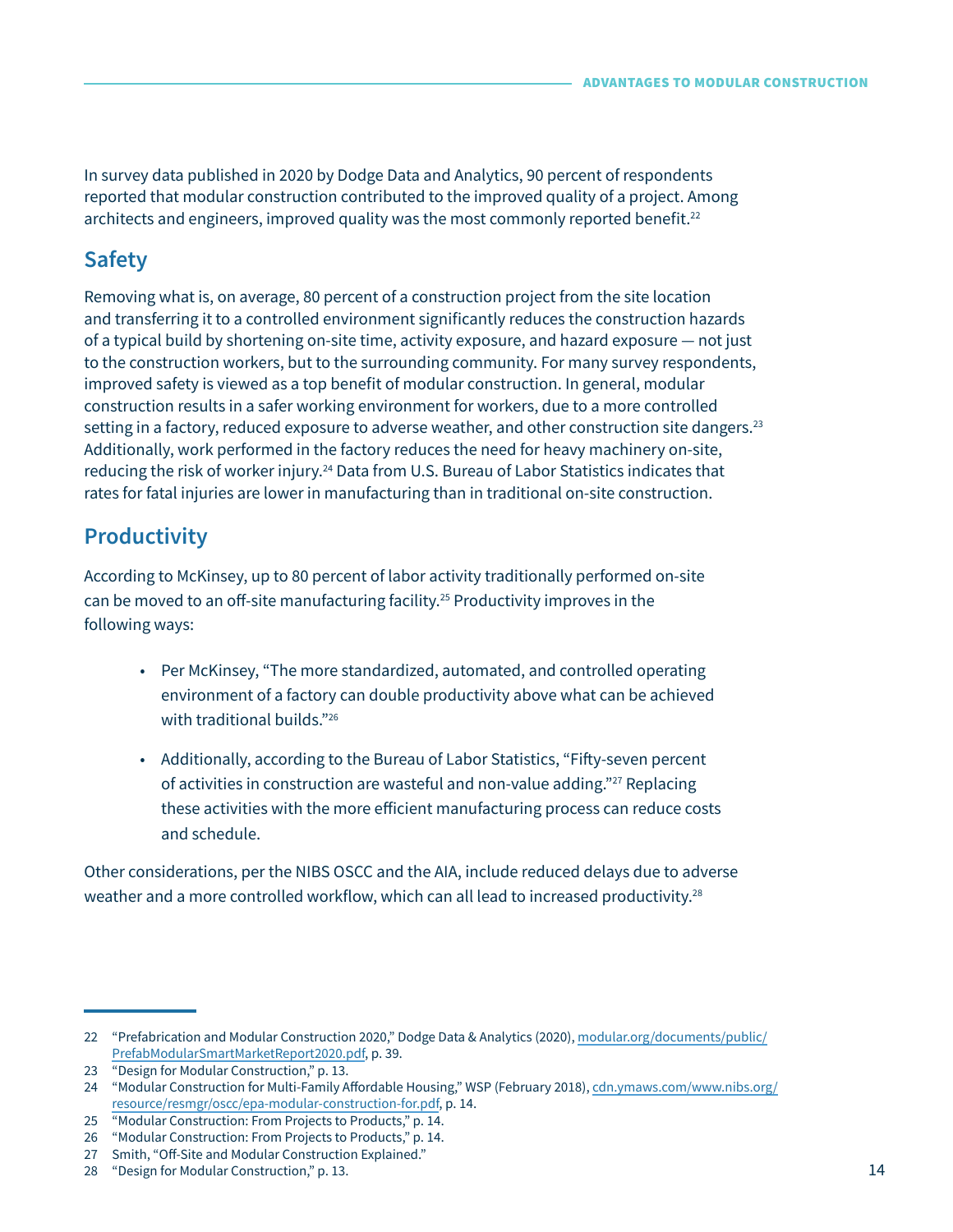In survey data published in 2020 by Dodge Data and Analytics, 90 percent of respondents reported that modular construction contributed to the improved quality of a project. Among architects and engineers, improved quality was the most commonly reported benefit.[22]

## Safety

Removing what is, on average, 80 percent of a construction project from the site location and transferring it to a controlled environment significantly reduces the construction hazards of a typical build by shortening on-site time, activity exposure, and hazard exposure — not just to the construction workers, but to the surrounding community. For many survey respondents, improved safety is viewed as a top benefit of modular construction. In general, modular construction results in a safer working environment for workers, due to a more controlled setting in a factory, reduced exposure to adverse weather, and other construction site dangers.[23] Additionally, work performed in the factory reduces the need for heavy machinery on-site, reducing the risk of worker injury.[24] Data from U.S. Bureau of Labor Statistics indicates that rates for fatal injuries are lower in manufacturing than in traditional on-site construction.

## Productivity

According to McKinsey, up to 80 percent of labor activity traditionally performed on-site can be moved to an off-site manufacturing facility.[25] Productivity improves in the following ways:

- Per McKinsey, "The more standardized, automated, and controlled operating environment of a factory can double productivity above what can be achieved with traditional builds."[26]
- Additionally, according to the Bureau of Labor Statistics, "Fifty-seven percent of activities in construction are wasteful and non-value adding."[27] Replacing these activities with the more efficient manufacturing process can reduce costs and schedule.

Other considerations, per the NIBS OSCC and the AIA, include reduced delays due to adverse weather and a more controlled workflow, which can all lead to increased productivity.[28]

---

22 "Prefabrication and Modular Construction 2020," Dodge Data & Analytics (2020), modular.org/documents/public/PrefabModularSmartMarketReport2020.pdf, p. 39.

23 "Design for Modular Construction," p. 13.

24 "Modular Construction for Multi-Family Affordable Housing," WSP (February 2018), cdn.ymaws.com/www.nibs.org/resource/resmgr/oscc/epa-modular-construction-for.pdf, p. 14.

25 "Modular Construction: From Projects to Products," p. 14.

26 "Modular Construction: From Projects to Products," p. 14.

27 Smith, "Off-Site and Modular Construction Explained."

28 "Design for Modular Construction," p. 13.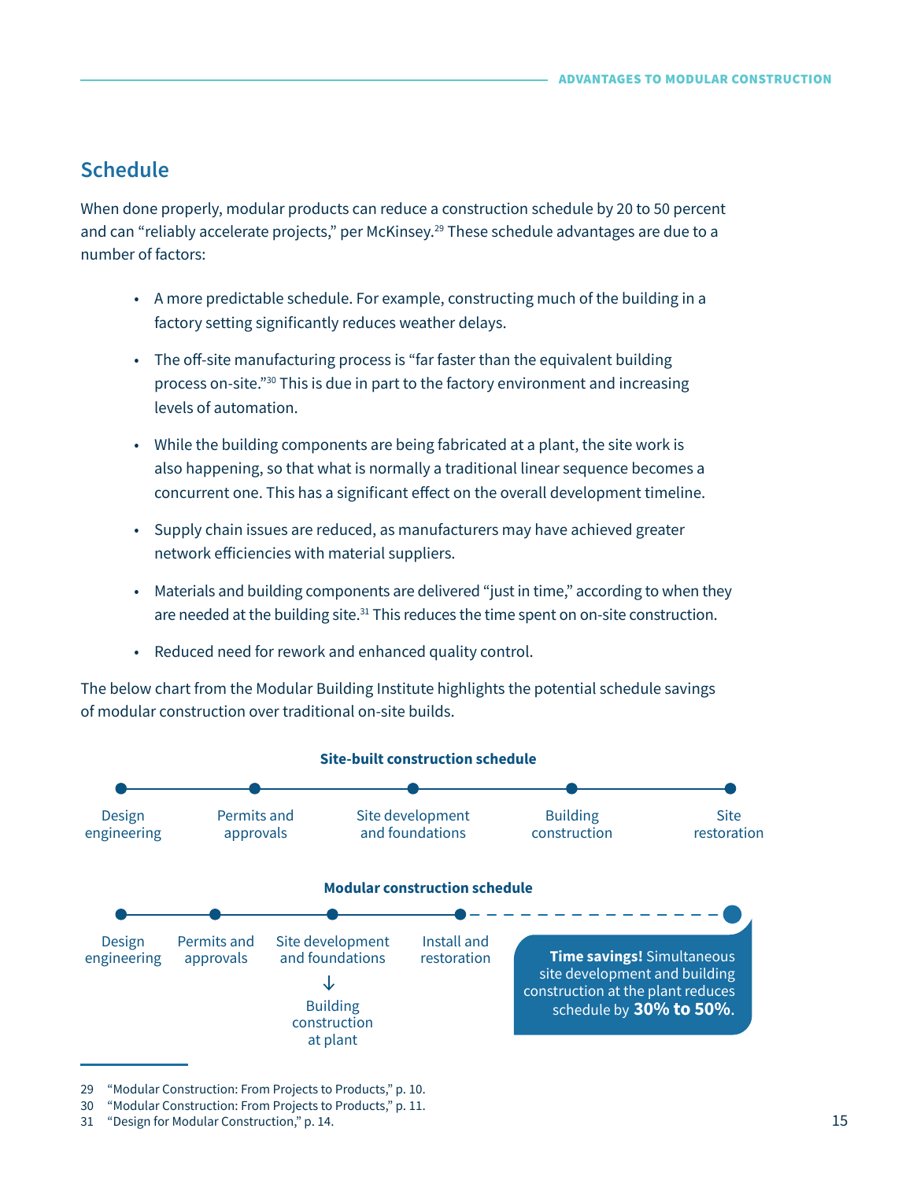## Schedule

When done properly, modular products can reduce a construction schedule by 20 to 50 percent and can "reliably accelerate projects," per McKinsey.[29] These schedule advantages are due to a number of factors:

- A more predictable schedule. For example, constructing much of the building in a factory setting significantly reduces weather delays.
- The off-site manufacturing process is "far faster than the equivalent building process on-site."[30] This is due in part to the factory environment and increasing levels of automation.
- While the building components are being fabricated at a plant, the site work is also happening, so that what is normally a traditional linear sequence becomes a concurrent one. This has a significant effect on the overall development timeline.
- Supply chain issues are reduced, as manufacturers may have achieved greater network efficiencies with material suppliers.
- Materials and building components are delivered "just in time," according to when they are needed at the building site.[31] This reduces the time spent on on-site construction.
- Reduced need for rework and enhanced quality control.

The below chart from the Modular Building Institute highlights the potential schedule savings of modular construction over traditional on-site builds.

**Site-built construction schedule**

Design engineering → Permits and approvals → Site development and foundations → Building construction → Site restoration

**Modular construction schedule**

Design engineering → Permits and approvals → Site development and foundations (↓ Building construction at plant) → Install and restoration

**Time savings!** Simultaneous site development and building construction at the plant reduces schedule by **30% to 50%**.

29 "Modular Construction: From Projects to Products," p. 10.
30 "Modular Construction: From Projects to Products," p. 11.
31 "Design for Modular Construction," p. 14.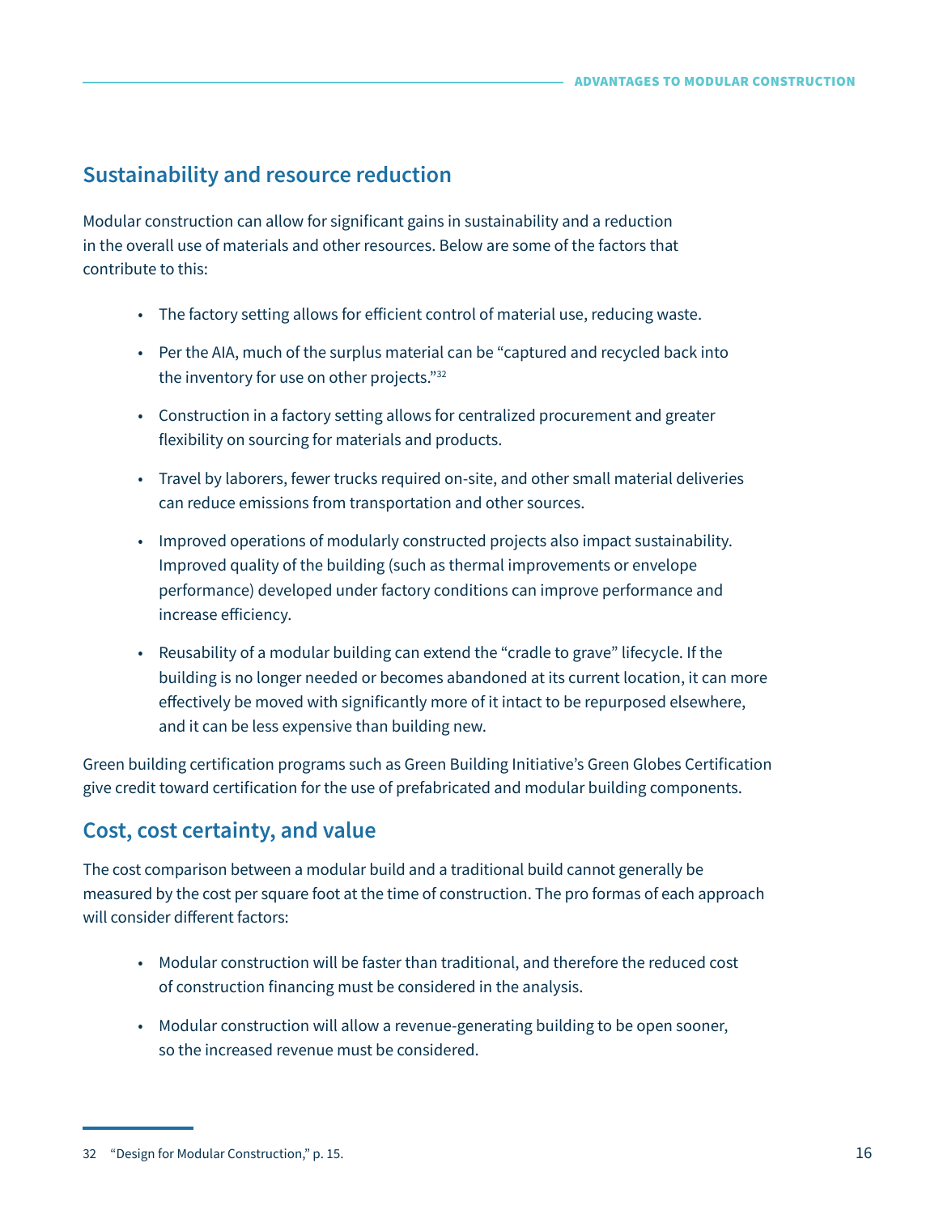## Sustainability and resource reduction

Modular construction can allow for significant gains in sustainability and a reduction in the overall use of materials and other resources. Below are some of the factors that contribute to this:

- The factory setting allows for efficient control of material use, reducing waste.
- Per the AIA, much of the surplus material can be "captured and recycled back into the inventory for use on other projects."[32]
- Construction in a factory setting allows for centralized procurement and greater flexibility on sourcing for materials and products.
- Travel by laborers, fewer trucks required on-site, and other small material deliveries can reduce emissions from transportation and other sources.
- Improved operations of modularly constructed projects also impact sustainability. Improved quality of the building (such as thermal improvements or envelope performance) developed under factory conditions can improve performance and increase efficiency.
- Reusability of a modular building can extend the "cradle to grave" lifecycle. If the building is no longer needed or becomes abandoned at its current location, it can more effectively be moved with significantly more of it intact to be repurposed elsewhere, and it can be less expensive than building new.

Green building certification programs such as Green Building Initiative's Green Globes Certification give credit toward certification for the use of prefabricated and modular building components.

## Cost, cost certainty, and value

The cost comparison between a modular build and a traditional build cannot generally be measured by the cost per square foot at the time of construction. The pro formas of each approach will consider different factors:

- Modular construction will be faster than traditional, and therefore the reduced cost of construction financing must be considered in the analysis.
- Modular construction will allow a revenue-generating building to be open sooner, so the increased revenue must be considered.

---

32 "Design for Modular Construction," p. 15.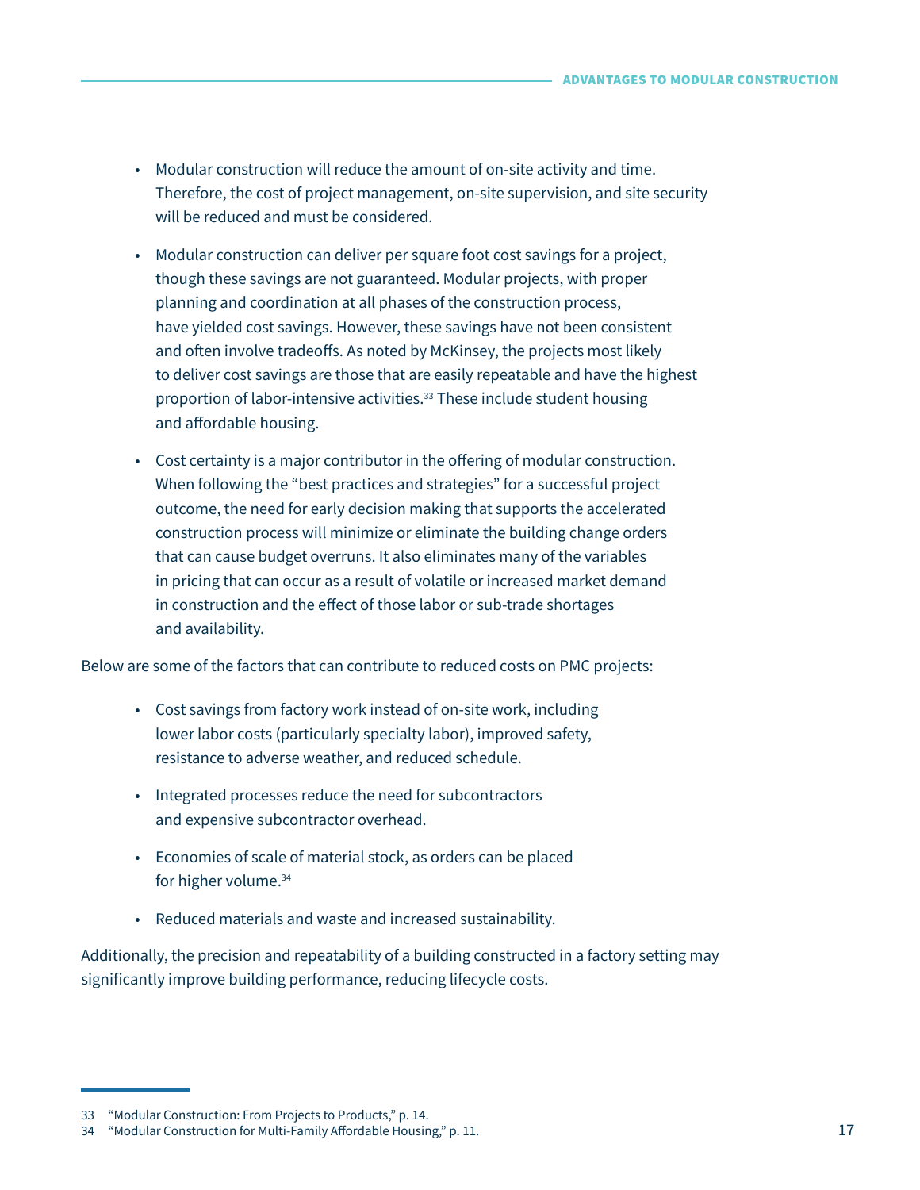- Modular construction will reduce the amount of on-site activity and time. Therefore, the cost of project management, on-site supervision, and site security will be reduced and must be considered.

- Modular construction can deliver per square foot cost savings for a project, though these savings are not guaranteed. Modular projects, with proper planning and coordination at all phases of the construction process, have yielded cost savings. However, these savings have not been consistent and often involve tradeoffs. As noted by McKinsey, the projects most likely to deliver cost savings are those that are easily repeatable and have the highest proportion of labor-intensive activities.[33] These include student housing and affordable housing.

- Cost certainty is a major contributor in the offering of modular construction. When following the "best practices and strategies" for a successful project outcome, the need for early decision making that supports the accelerated construction process will minimize or eliminate the building change orders that can cause budget overruns. It also eliminates many of the variables in pricing that can occur as a result of volatile or increased market demand in construction and the effect of those labor or sub-trade shortages and availability.

Below are some of the factors that can contribute to reduced costs on PMC projects:

- Cost savings from factory work instead of on-site work, including lower labor costs (particularly specialty labor), improved safety, resistance to adverse weather, and reduced schedule.

- Integrated processes reduce the need for subcontractors and expensive subcontractor overhead.

- Economies of scale of material stock, as orders can be placed for higher volume.[34]

- Reduced materials and waste and increased sustainability.

Additionally, the precision and repeatability of a building constructed in a factory setting may significantly improve building performance, reducing lifecycle costs.

33 "Modular Construction: From Projects to Products," p. 14.
34 "Modular Construction for Multi-Family Affordable Housing," p. 11.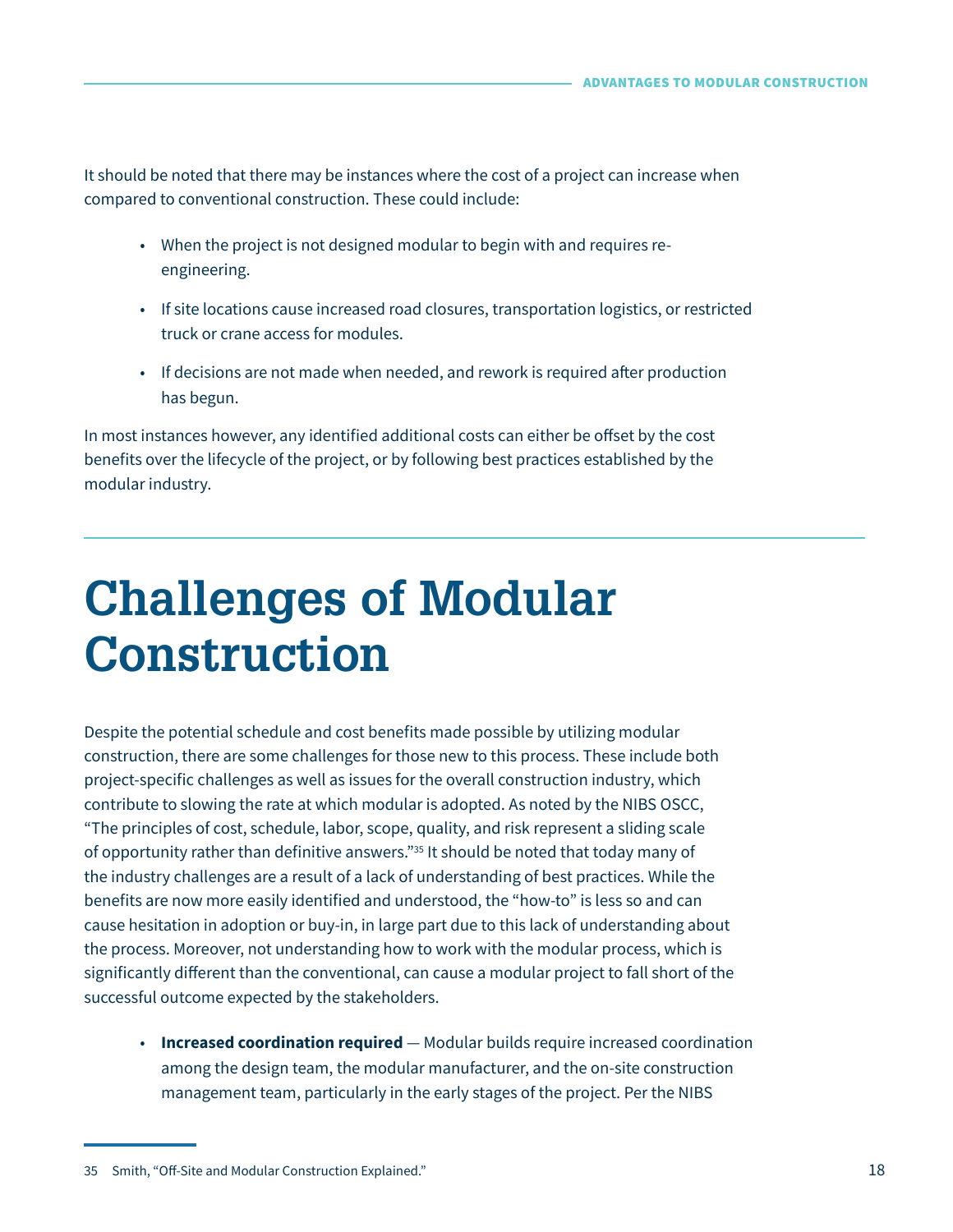It should be noted that there may be instances where the cost of a project can increase when compared to conventional construction. These could include:

- When the project is not designed modular to begin with and requires re-engineering.
- If site locations cause increased road closures, transportation logistics, or restricted truck or crane access for modules.
- If decisions are not made when needed, and rework is required after production has begun.

In most instances however, any identified additional costs can either be offset by the cost benefits over the lifecycle of the project, or by following best practices established by the modular industry.

# Challenges of Modular Construction

Despite the potential schedule and cost benefits made possible by utilizing modular construction, there are some challenges for those new to this process. These include both project-specific challenges as well as issues for the overall construction industry, which contribute to slowing the rate at which modular is adopted. As noted by the NIBS OSCC, "The principles of cost, schedule, labor, scope, quality, and risk represent a sliding scale of opportunity rather than definitive answers."[35] It should be noted that today many of the industry challenges are a result of a lack of understanding of best practices. While the benefits are now more easily identified and understood, the "how-to" is less so and can cause hesitation in adoption or buy-in, in large part due to this lack of understanding about the process. Moreover, not understanding how to work with the modular process, which is significantly different than the conventional, can cause a modular project to fall short of the successful outcome expected by the stakeholders.

- **Increased coordination required** — Modular builds require increased coordination among the design team, the modular manufacturer, and the on-site construction management team, particularly in the early stages of the project. Per the NIBS

35 Smith, "Off-Site and Modular Construction Explained."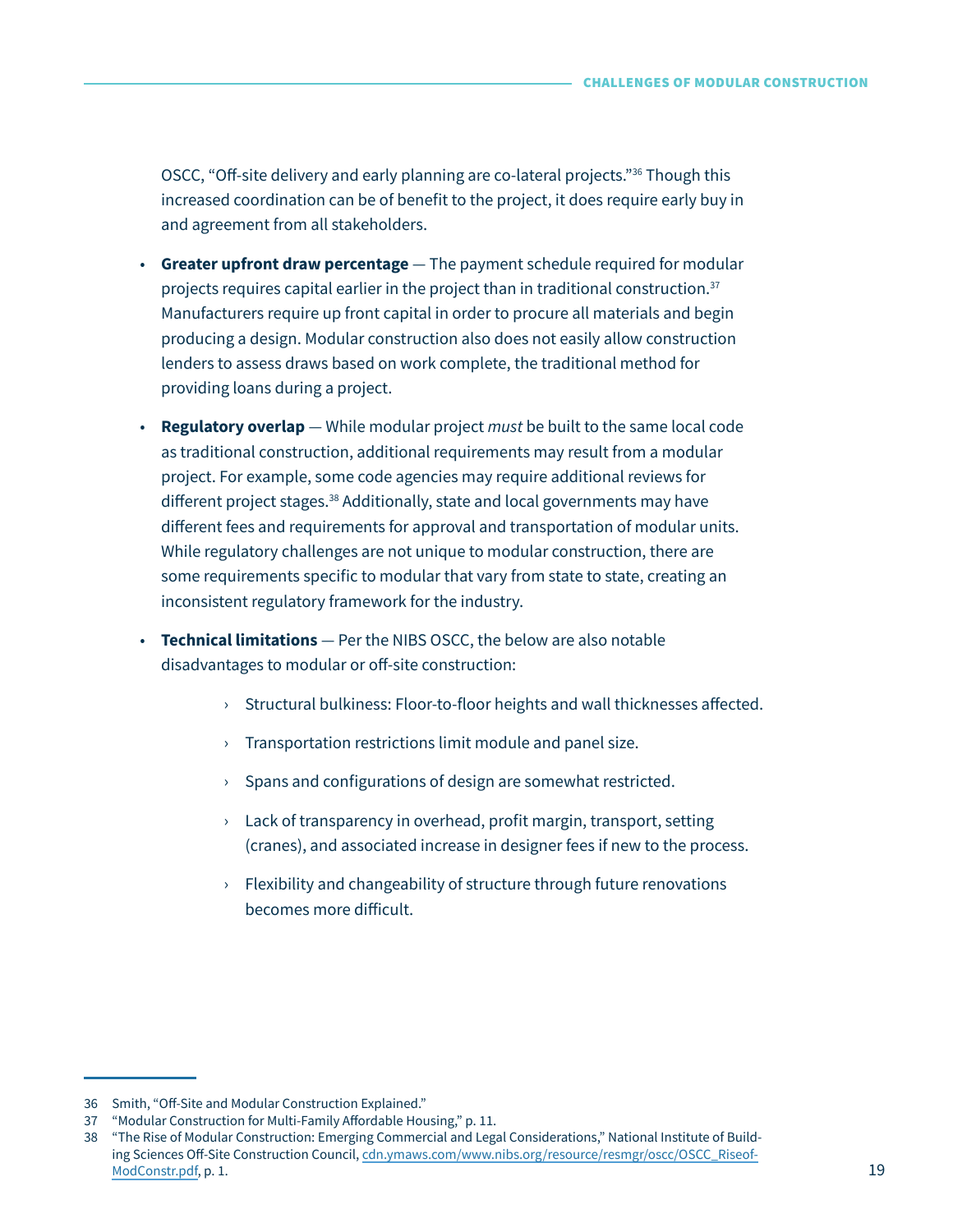OSCC, "Off-site delivery and early planning are co-lateral projects."[36] Though this increased coordination can be of benefit to the project, it does require early buy in and agreement from all stakeholders.

- **Greater upfront draw percentage** — The payment schedule required for modular projects requires capital earlier in the project than in traditional construction.[37] Manufacturers require up front capital in order to procure all materials and begin producing a design. Modular construction also does not easily allow construction lenders to assess draws based on work complete, the traditional method for providing loans during a project.

- **Regulatory overlap** — While modular project *must* be built to the same local code as traditional construction, additional requirements may result from a modular project. For example, some code agencies may require additional reviews for different project stages.[38] Additionally, state and local governments may have different fees and requirements for approval and transportation of modular units. While regulatory challenges are not unique to modular construction, there are some requirements specific to modular that vary from state to state, creating an inconsistent regulatory framework for the industry.

- **Technical limitations** — Per the NIBS OSCC, the below are also notable disadvantages to modular or off-site construction:

    - Structural bulkiness: Floor-to-floor heights and wall thicknesses affected.

    - Transportation restrictions limit module and panel size.

    - Spans and configurations of design are somewhat restricted.

    - Lack of transparency in overhead, profit margin, transport, setting (cranes), and associated increase in designer fees if new to the process.

    - Flexibility and changeability of structure through future renovations becomes more difficult.

---

36 Smith, "Off-Site and Modular Construction Explained."

37 "Modular Construction for Multi-Family Affordable Housing," p. 11.

38 "The Rise of Modular Construction: Emerging Commercial and Legal Considerations," National Institute of Building Sciences Off-Site Construction Council, cdn.ymaws.com/www.nibs.org/resource/resmgr/oscc/OSCC_RiseofModConstr.pdf, p. 1.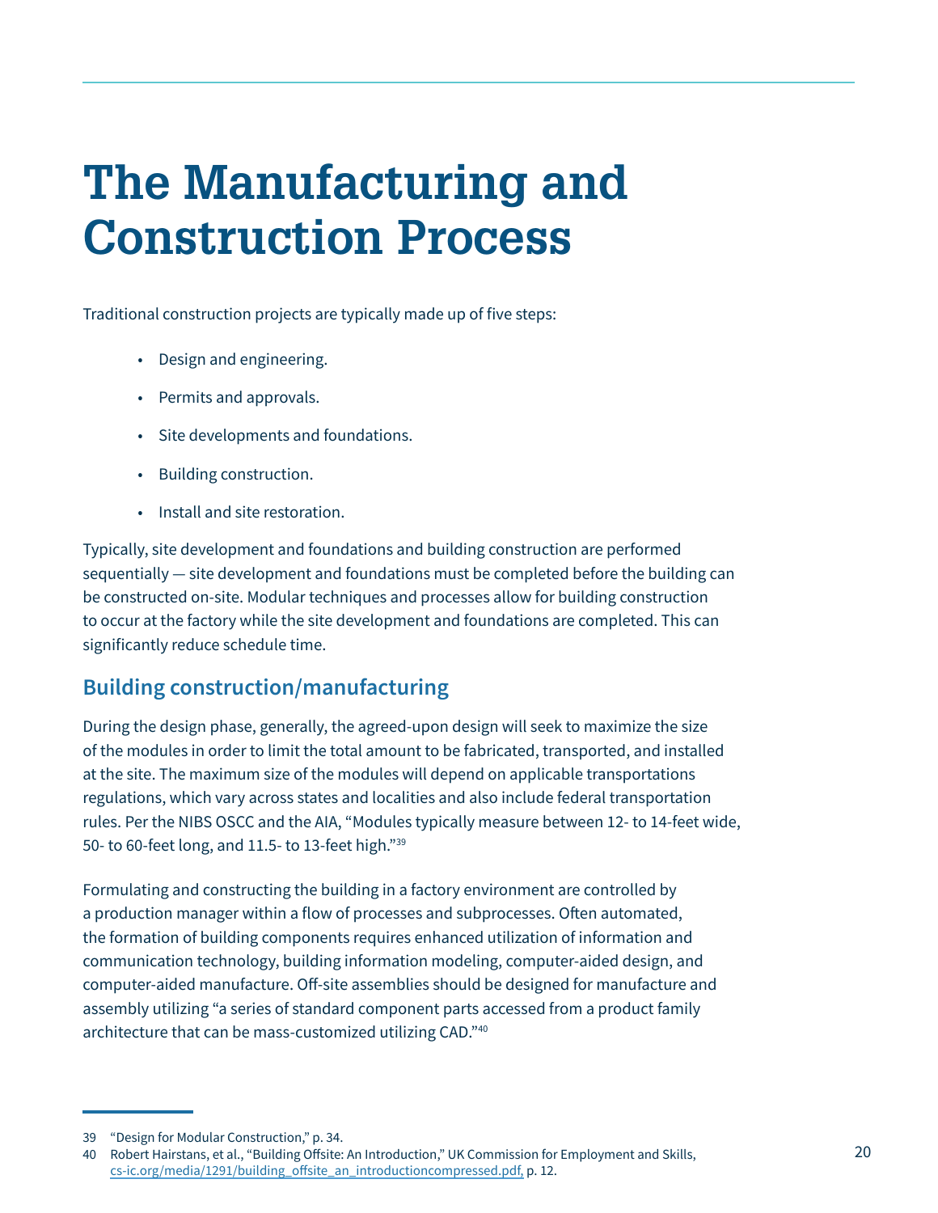# The Manufacturing and Construction Process

Traditional construction projects are typically made up of five steps:

- Design and engineering.
- Permits and approvals.
- Site developments and foundations.
- Building construction.
- Install and site restoration.

Typically, site development and foundations and building construction are performed sequentially — site development and foundations must be completed before the building can be constructed on-site. Modular techniques and processes allow for building construction to occur at the factory while the site development and foundations are completed. This can significantly reduce schedule time.

## Building construction/manufacturing

During the design phase, generally, the agreed-upon design will seek to maximize the size of the modules in order to limit the total amount to be fabricated, transported, and installed at the site. The maximum size of the modules will depend on applicable transportations regulations, which vary across states and localities and also include federal transportation rules. Per the NIBS OSCC and the AIA, "Modules typically measure between 12- to 14-feet wide, 50- to 60-feet long, and 11.5- to 13-feet high."[39]

Formulating and constructing the building in a factory environment are controlled by a production manager within a flow of processes and subprocesses. Often automated, the formation of building components requires enhanced utilization of information and communication technology, building information modeling, computer-aided design, and computer-aided manufacture. Off-site assemblies should be designed for manufacture and assembly utilizing "a series of standard component parts accessed from a product family architecture that can be mass-customized utilizing CAD."[40]

---

39 "Design for Modular Construction," p. 34.

40 Robert Hairstans, et al., "Building Offsite: An Introduction," UK Commission for Employment and Skills, cs-ic.org/media/1291/building_offsite_an_introductioncompressed.pdf, p. 12.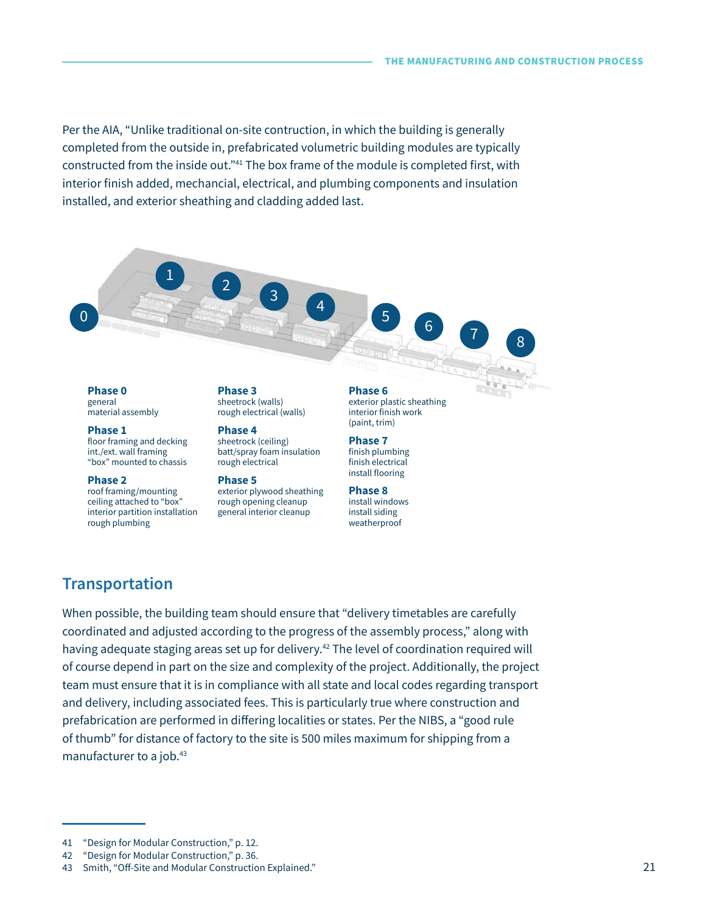Per the AIA, “Unlike traditional on-site contruction, in which the building is generally completed from the outside in, prefabricated volumetric building modules are typically constructed from the inside out.”[41] The box frame of the module is completed first, with interior finish added, mechancial, electrical, and plumbing components and insulation installed, and exterior sheathing and cladding added last.

**Phase 0**
general
material assembly

**Phase 1**
floor framing and decking
int./ext. wall framing
“box” mounted to chassis

**Phase 2**
roof framing/mounting
ceiling attached to “box”
interior partition installation
rough plumbing

**Phase 3**
sheetrock (walls)
rough electrical (walls)

**Phase 4**
sheetrock (ceiling)
batt/spray foam insulation
rough electrical

**Phase 5**
exterior plywood sheathing
rough opening cleanup
general interior cleanup

**Phase 6**
exterior plastic sheathing
interior finish work
(paint, trim)

**Phase 7**
finish plumbing
finish electrical
install flooring

**Phase 8**
install windows
install siding
weatherproof

## Transportation

When possible, the building team should ensure that “delivery timetables are carefully coordinated and adjusted according to the progress of the assembly process,” along with having adequate staging areas set up for delivery.[42] The level of coordination required will of course depend in part on the size and complexity of the project. Additionally, the project team must ensure that it is in compliance with all state and local codes regarding transport and delivery, including associated fees. This is particularly true where construction and prefabrication are performed in differing localities or states. Per the NIBS, a “good rule of thumb” for distance of factory to the site is 500 miles maximum for shipping from a manufacturer to a job.[43]

41 “Design for Modular Construction,” p. 12.

42 “Design for Modular Construction,” p. 36.

43 Smith, “Off-Site and Modular Construction Explained.”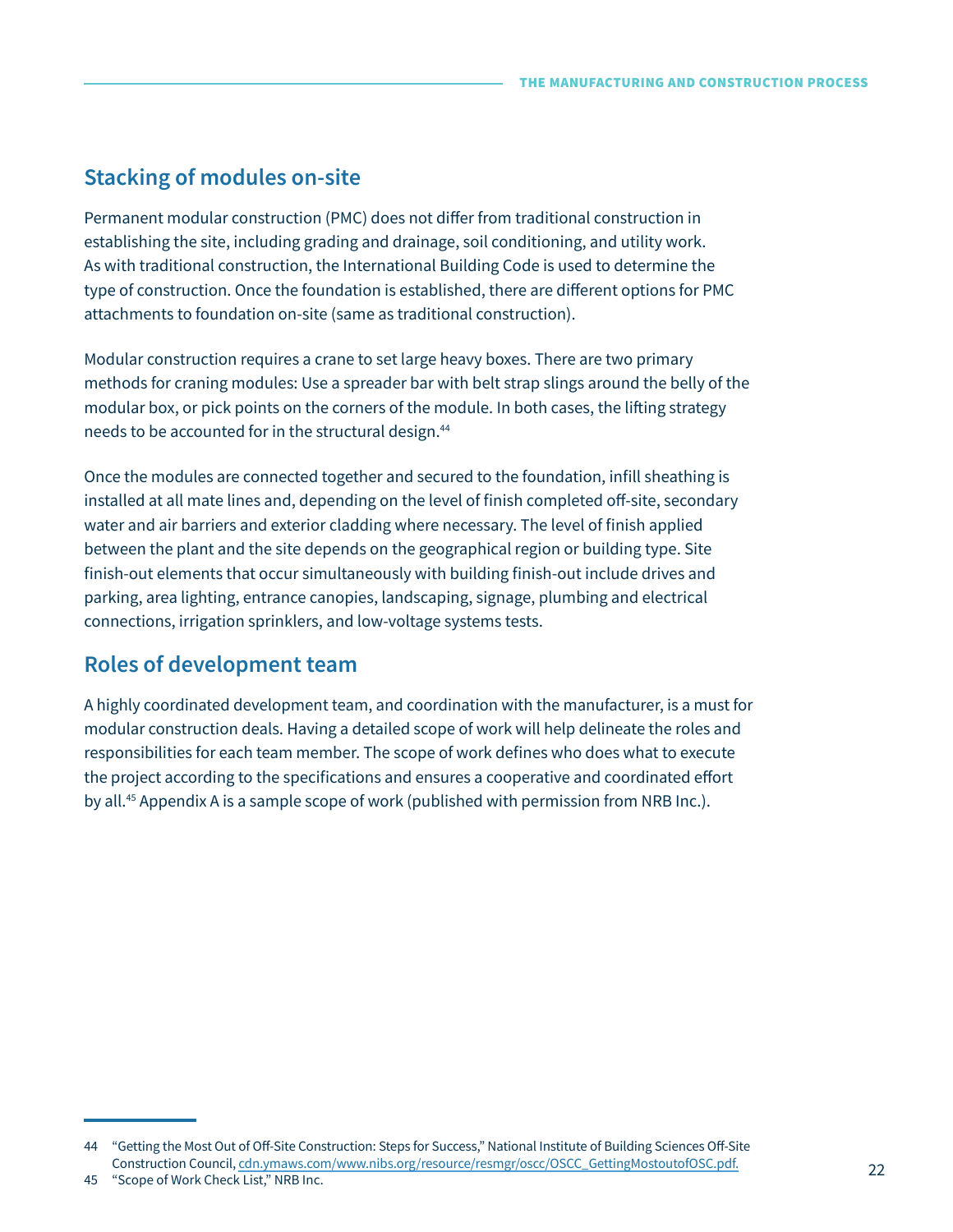## Stacking of modules on-site

Permanent modular construction (PMC) does not differ from traditional construction in establishing the site, including grading and drainage, soil conditioning, and utility work. As with traditional construction, the International Building Code is used to determine the type of construction. Once the foundation is established, there are different options for PMC attachments to foundation on-site (same as traditional construction).

Modular construction requires a crane to set large heavy boxes. There are two primary methods for craning modules: Use a spreader bar with belt strap slings around the belly of the modular box, or pick points on the corners of the module. In both cases, the lifting strategy needs to be accounted for in the structural design.[44]

Once the modules are connected together and secured to the foundation, infill sheathing is installed at all mate lines and, depending on the level of finish completed off-site, secondary water and air barriers and exterior cladding where necessary. The level of finish applied between the plant and the site depends on the geographical region or building type. Site finish-out elements that occur simultaneously with building finish-out include drives and parking, area lighting, entrance canopies, landscaping, signage, plumbing and electrical connections, irrigation sprinklers, and low-voltage systems tests.

## Roles of development team

A highly coordinated development team, and coordination with the manufacturer, is a must for modular construction deals. Having a detailed scope of work will help delineate the roles and responsibilities for each team member. The scope of work defines who does what to execute the project according to the specifications and ensures a cooperative and coordinated effort by all.[45] Appendix A is a sample scope of work (published with permission from NRB Inc.).

---

44 "Getting the Most Out of Off-Site Construction: Steps for Success," National Institute of Building Sciences Off-Site Construction Council, cdn.ymaws.com/www.nibs.org/resource/resmgr/oscc/OSCC_GettingMostoutofOSC.pdf.

45 "Scope of Work Check List," NRB Inc.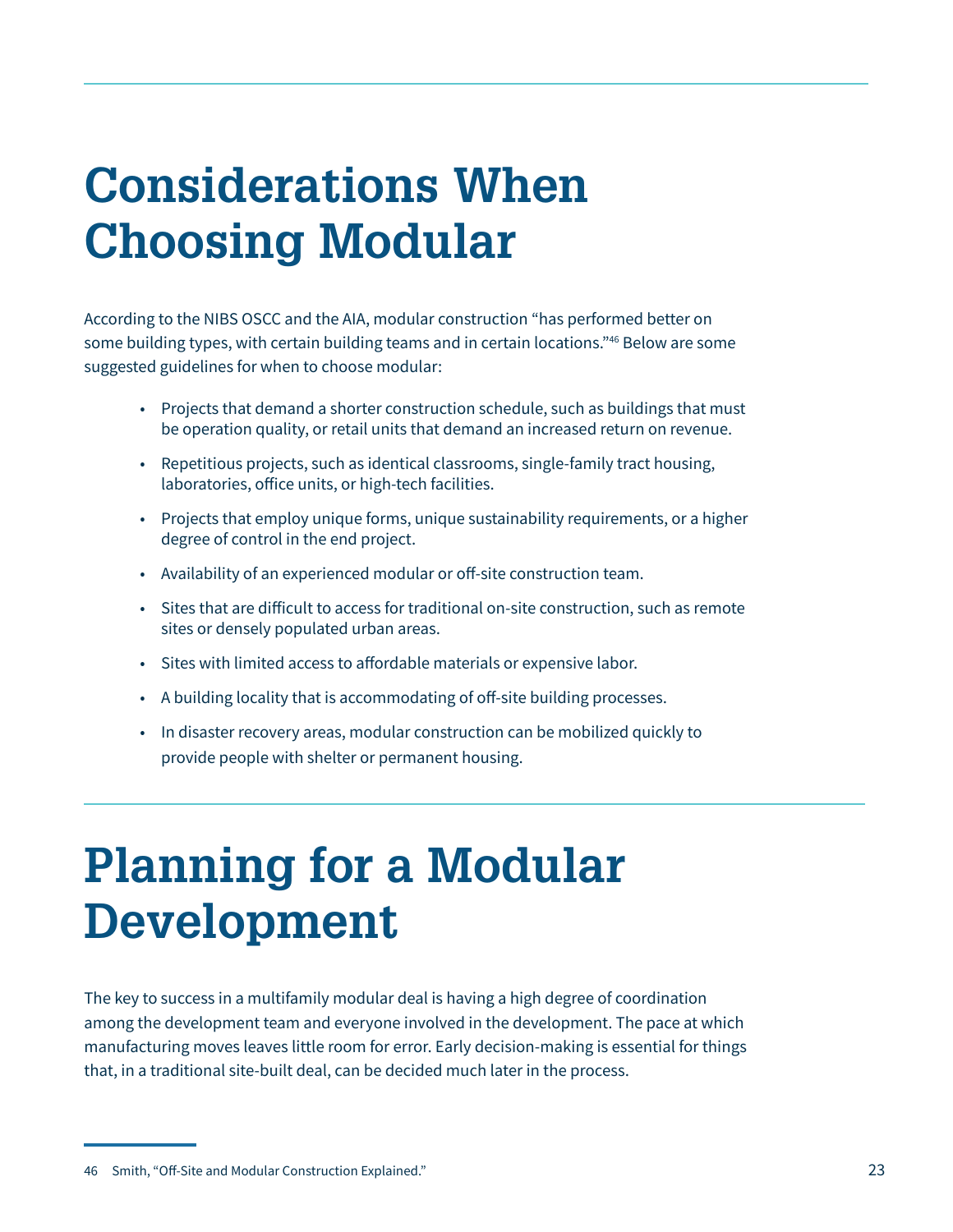# Considerations When Choosing Modular

According to the NIBS OSCC and the AIA, modular construction "has performed better on some building types, with certain building teams and in certain locations."[46] Below are some suggested guidelines for when to choose modular:

- Projects that demand a shorter construction schedule, such as buildings that must be operation quality, or retail units that demand an increased return on revenue.
- Repetitious projects, such as identical classrooms, single-family tract housing, laboratories, office units, or high-tech facilities.
- Projects that employ unique forms, unique sustainability requirements, or a higher degree of control in the end project.
- Availability of an experienced modular or off-site construction team.
- Sites that are difficult to access for traditional on-site construction, such as remote sites or densely populated urban areas.
- Sites with limited access to affordable materials or expensive labor.
- A building locality that is accommodating of off-site building processes.
- In disaster recovery areas, modular construction can be mobilized quickly to provide people with shelter or permanent housing.

# Planning for a Modular Development

The key to success in a multifamily modular deal is having a high degree of coordination among the development team and everyone involved in the development. The pace at which manufacturing moves leaves little room for error. Early decision-making is essential for things that, in a traditional site-built deal, can be decided much later in the process.

46 Smith, "Off-Site and Modular Construction Explained."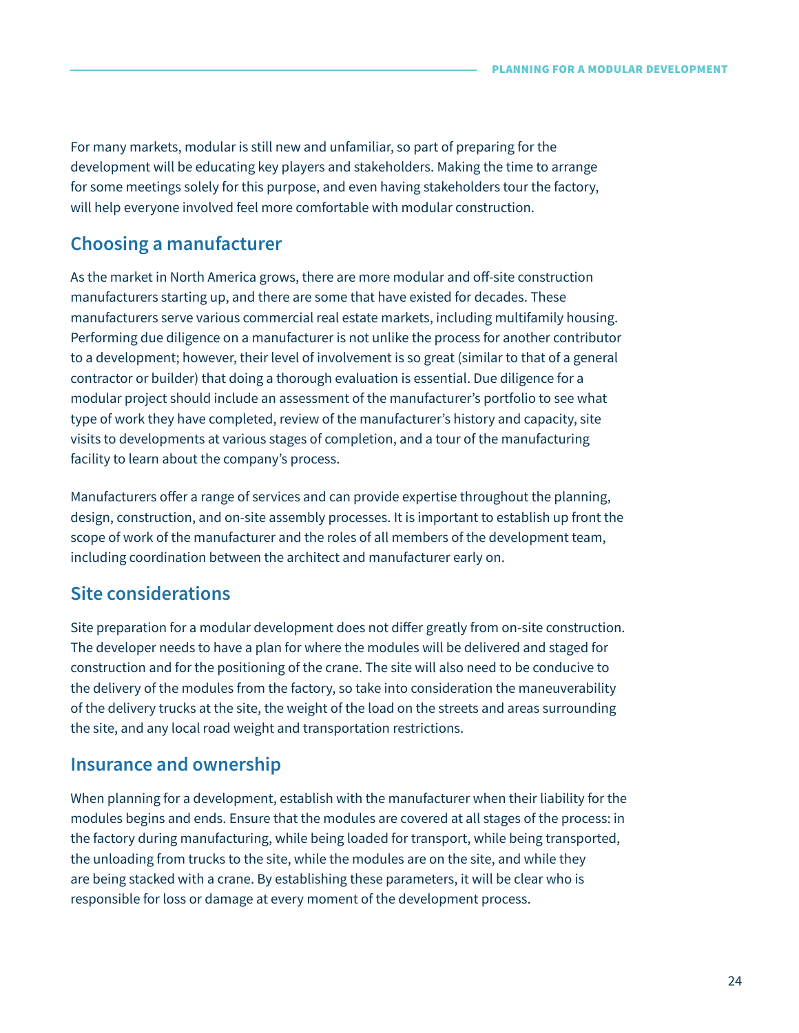For many markets, modular is still new and unfamiliar, so part of preparing for the development will be educating key players and stakeholders. Making the time to arrange for some meetings solely for this purpose, and even having stakeholders tour the factory, will help everyone involved feel more comfortable with modular construction.

## Choosing a manufacturer

As the market in North America grows, there are more modular and off-site construction manufacturers starting up, and there are some that have existed for decades. These manufacturers serve various commercial real estate markets, including multifamily housing. Performing due diligence on a manufacturer is not unlike the process for another contributor to a development; however, their level of involvement is so great (similar to that of a general contractor or builder) that doing a thorough evaluation is essential. Due diligence for a modular project should include an assessment of the manufacturer's portfolio to see what type of work they have completed, review of the manufacturer's history and capacity, site visits to developments at various stages of completion, and a tour of the manufacturing facility to learn about the company's process.

Manufacturers offer a range of services and can provide expertise throughout the planning, design, construction, and on-site assembly processes. It is important to establish up front the scope of work of the manufacturer and the roles of all members of the development team, including coordination between the architect and manufacturer early on.

## Site considerations

Site preparation for a modular development does not differ greatly from on-site construction. The developer needs to have a plan for where the modules will be delivered and staged for construction and for the positioning of the crane. The site will also need to be conducive to the delivery of the modules from the factory, so take into consideration the maneuverability of the delivery trucks at the site, the weight of the load on the streets and areas surrounding the site, and any local road weight and transportation restrictions.

## Insurance and ownership

When planning for a development, establish with the manufacturer when their liability for the modules begins and ends. Ensure that the modules are covered at all stages of the process: in the factory during manufacturing, while being loaded for transport, while being transported, the unloading from trucks to the site, while the modules are on the site, and while they are being stacked with a crane. By establishing these parameters, it will be clear who is responsible for loss or damage at every moment of the development process.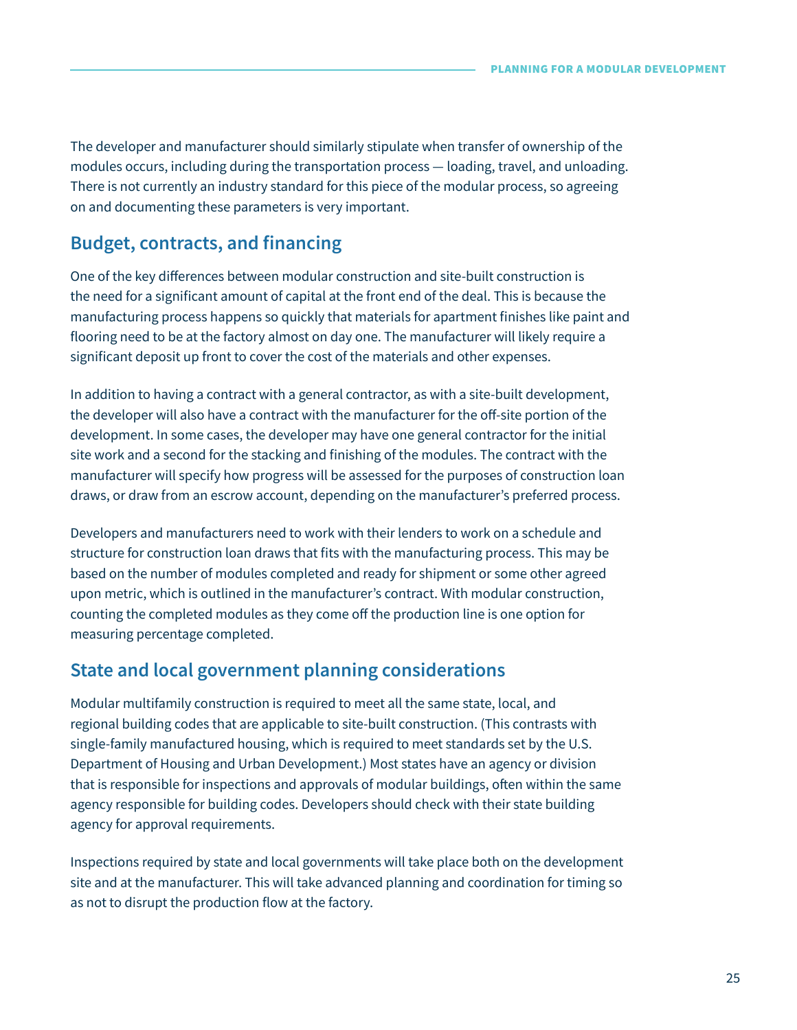The developer and manufacturer should similarly stipulate when transfer of ownership of the modules occurs, including during the transportation process — loading, travel, and unloading. There is not currently an industry standard for this piece of the modular process, so agreeing on and documenting these parameters is very important.

## Budget, contracts, and financing

One of the key differences between modular construction and site-built construction is the need for a significant amount of capital at the front end of the deal. This is because the manufacturing process happens so quickly that materials for apartment finishes like paint and flooring need to be at the factory almost on day one. The manufacturer will likely require a significant deposit up front to cover the cost of the materials and other expenses.

In addition to having a contract with a general contractor, as with a site-built development, the developer will also have a contract with the manufacturer for the off-site portion of the development. In some cases, the developer may have one general contractor for the initial site work and a second for the stacking and finishing of the modules. The contract with the manufacturer will specify how progress will be assessed for the purposes of construction loan draws, or draw from an escrow account, depending on the manufacturer's preferred process.

Developers and manufacturers need to work with their lenders to work on a schedule and structure for construction loan draws that fits with the manufacturing process. This may be based on the number of modules completed and ready for shipment or some other agreed upon metric, which is outlined in the manufacturer's contract. With modular construction, counting the completed modules as they come off the production line is one option for measuring percentage completed.

## State and local government planning considerations

Modular multifamily construction is required to meet all the same state, local, and regional building codes that are applicable to site-built construction. (This contrasts with single-family manufactured housing, which is required to meet standards set by the U.S. Department of Housing and Urban Development.) Most states have an agency or division that is responsible for inspections and approvals of modular buildings, often within the same agency responsible for building codes. Developers should check with their state building agency for approval requirements.

Inspections required by state and local governments will take place both on the development site and at the manufacturer. This will take advanced planning and coordination for timing so as not to disrupt the production flow at the factory.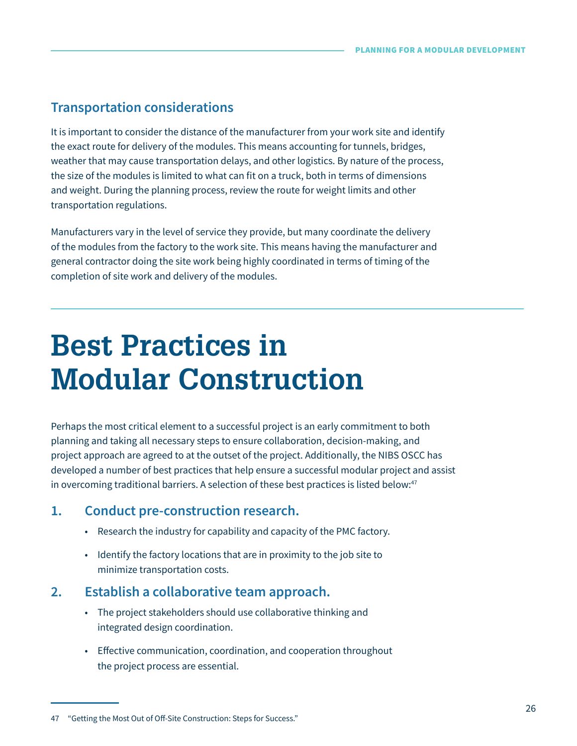## Transportation considerations

It is important to consider the distance of the manufacturer from your work site and identify the exact route for delivery of the modules. This means accounting for tunnels, bridges, weather that may cause transportation delays, and other logistics. By nature of the process, the size of the modules is limited to what can fit on a truck, both in terms of dimensions and weight. During the planning process, review the route for weight limits and other transportation regulations.

Manufacturers vary in the level of service they provide, but many coordinate the delivery of the modules from the factory to the work site. This means having the manufacturer and general contractor doing the site work being highly coordinated in terms of timing of the completion of site work and delivery of the modules.

# Best Practices in Modular Construction

Perhaps the most critical element to a successful project is an early commitment to both planning and taking all necessary steps to ensure collaboration, decision-making, and project approach are agreed to at the outset of the project. Additionally, the NIBS OSCC has developed a number of best practices that help ensure a successful modular project and assist in overcoming traditional barriers. A selection of these best practices is listed below:[47]

### 1. Conduct pre-construction research.

- Research the industry for capability and capacity of the PMC factory.
- Identify the factory locations that are in proximity to the job site to minimize transportation costs.

### 2. Establish a collaborative team approach.

- The project stakeholders should use collaborative thinking and integrated design coordination.
- Effective communication, coordination, and cooperation throughout the project process are essential.

---

47 "Getting the Most Out of Off-Site Construction: Steps for Success."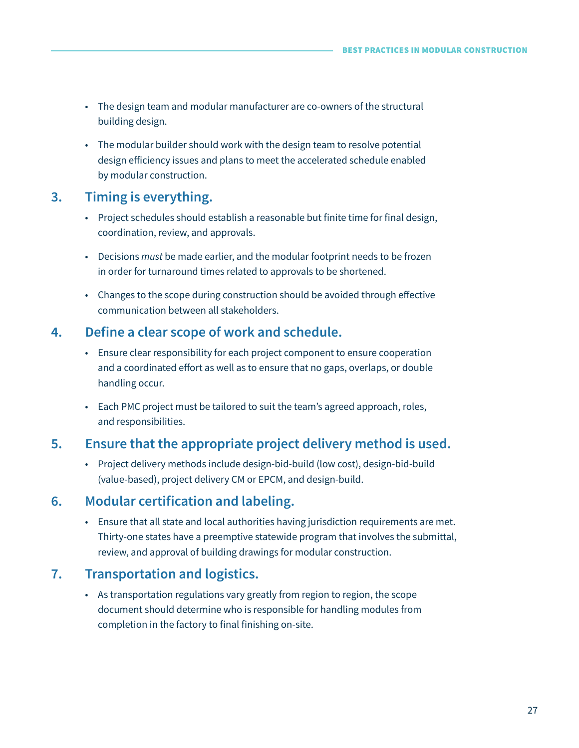- The design team and modular manufacturer are co-owners of the structural building design.
- The modular builder should work with the design team to resolve potential design efficiency issues and plans to meet the accelerated schedule enabled by modular construction.

### 3. Timing is everything.

- Project schedules should establish a reasonable but finite time for final design, coordination, review, and approvals.
- Decisions *must* be made earlier, and the modular footprint needs to be frozen in order for turnaround times related to approvals to be shortened.
- Changes to the scope during construction should be avoided through effective communication between all stakeholders.

### 4. Define a clear scope of work and schedule.

- Ensure clear responsibility for each project component to ensure cooperation and a coordinated effort as well as to ensure that no gaps, overlaps, or double handling occur.
- Each PMC project must be tailored to suit the team's agreed approach, roles, and responsibilities.

### 5. Ensure that the appropriate project delivery method is used.

- Project delivery methods include design-bid-build (low cost), design-bid-build (value-based), project delivery CM or EPCM, and design-build.

### 6. Modular certification and labeling.

- Ensure that all state and local authorities having jurisdiction requirements are met. Thirty-one states have a preemptive statewide program that involves the submittal, review, and approval of building drawings for modular construction.

### 7. Transportation and logistics.

- As transportation regulations vary greatly from region to region, the scope document should determine who is responsible for handling modules from completion in the factory to final finishing on-site.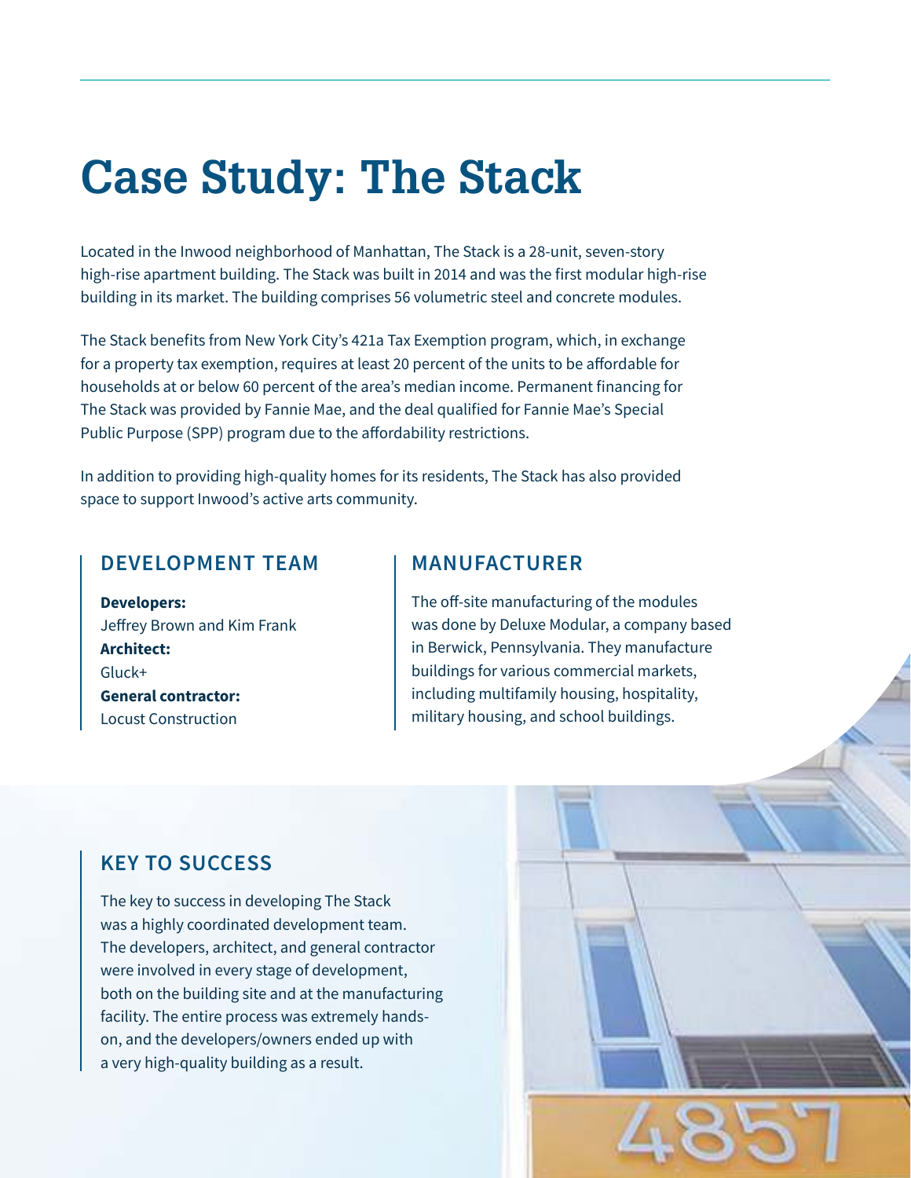# Case Study: The Stack

Located in the Inwood neighborhood of Manhattan, The Stack is a 28-unit, seven-story high-rise apartment building. The Stack was built in 2014 and was the first modular high-rise building in its market. The building comprises 56 volumetric steel and concrete modules.

The Stack benefits from New York City's 421a Tax Exemption program, which, in exchange for a property tax exemption, requires at least 20 percent of the units to be affordable for households at or below 60 percent of the area's median income. Permanent financing for The Stack was provided by Fannie Mae, and the deal qualified for Fannie Mae's Special Public Purpose (SPP) program due to the affordability restrictions.

In addition to providing high-quality homes for its residents, The Stack has also provided space to support Inwood's active arts community.

## DEVELOPMENT TEAM

**Developers:**
Jeffrey Brown and Kim Frank
**Architect:**
Gluck+
**General contractor:**
Locust Construction

## MANUFACTURER

The off-site manufacturing of the modules was done by Deluxe Modular, a company based in Berwick, Pennsylvania. They manufacture buildings for various commercial markets, including multifamily housing, hospitality, military housing, and school buildings.

## KEY TO SUCCESS

The key to success in developing The Stack was a highly coordinated development team. The developers, architect, and general contractor were involved in every stage of development, both on the building site and at the manufacturing facility. The entire process was extremely hands-on, and the developers/owners ended up with a very high-quality building as a result.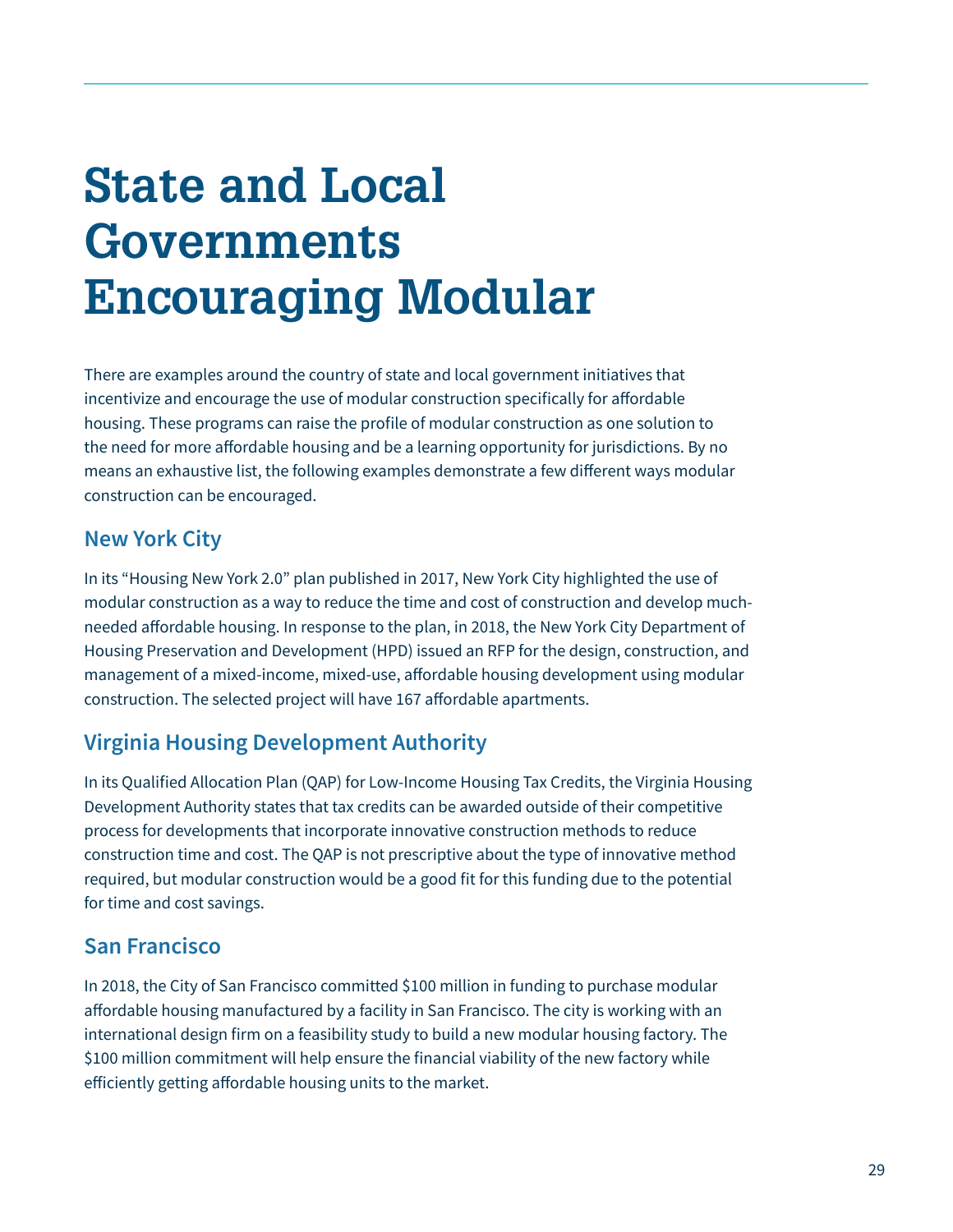# State and Local Governments Encouraging Modular

There are examples around the country of state and local government initiatives that incentivize and encourage the use of modular construction specifically for affordable housing. These programs can raise the profile of modular construction as one solution to the need for more affordable housing and be a learning opportunity for jurisdictions. By no means an exhaustive list, the following examples demonstrate a few different ways modular construction can be encouraged.

## New York City

In its "Housing New York 2.0" plan published in 2017, New York City highlighted the use of modular construction as a way to reduce the time and cost of construction and develop much-needed affordable housing. In response to the plan, in 2018, the New York City Department of Housing Preservation and Development (HPD) issued an RFP for the design, construction, and management of a mixed-income, mixed-use, affordable housing development using modular construction. The selected project will have 167 affordable apartments.

## Virginia Housing Development Authority

In its Qualified Allocation Plan (QAP) for Low-Income Housing Tax Credits, the Virginia Housing Development Authority states that tax credits can be awarded outside of their competitive process for developments that incorporate innovative construction methods to reduce construction time and cost. The QAP is not prescriptive about the type of innovative method required, but modular construction would be a good fit for this funding due to the potential for time and cost savings.

## San Francisco

In 2018, the City of San Francisco committed $100 million in funding to purchase modular affordable housing manufactured by a facility in San Francisco. The city is working with an international design firm on a feasibility study to build a new modular housing factory. The $100 million commitment will help ensure the financial viability of the new factory while efficiently getting affordable housing units to the market.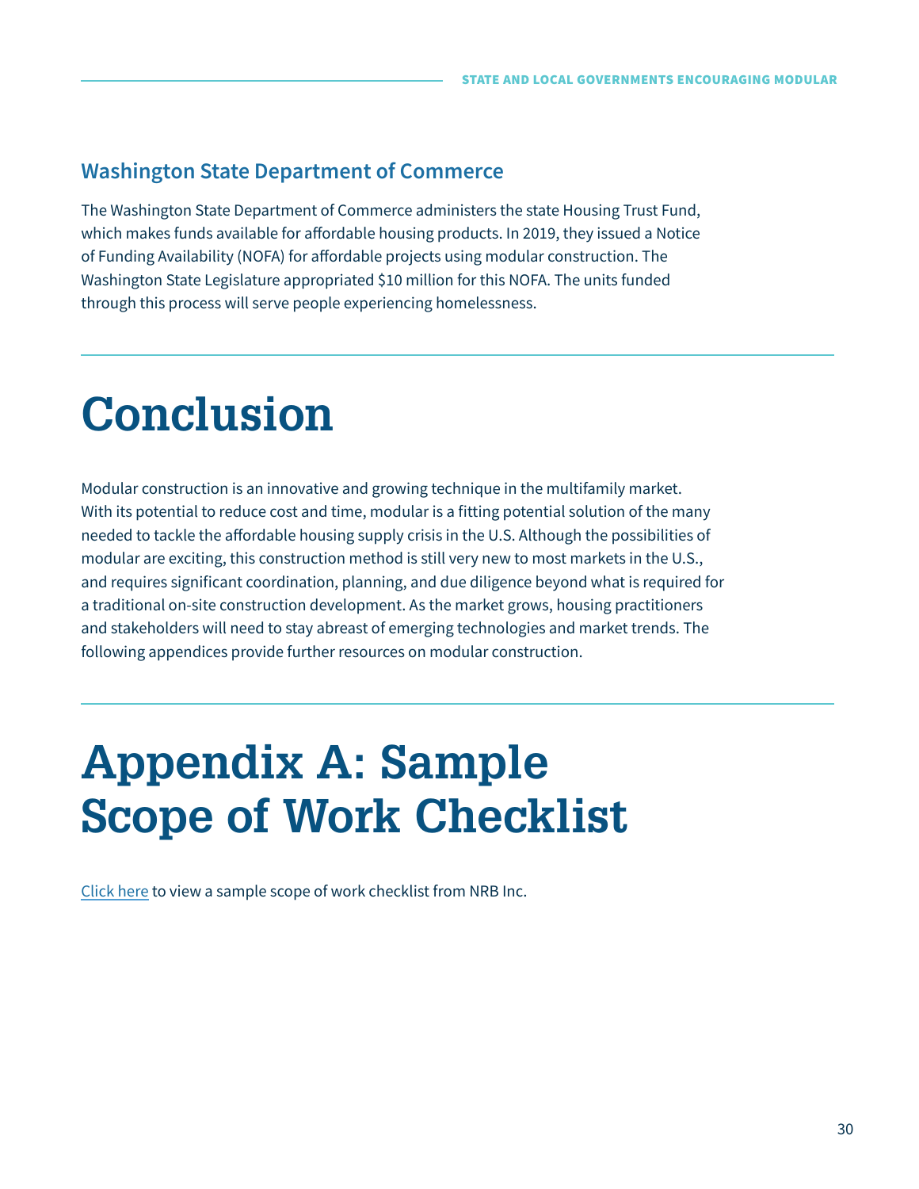### Washington State Department of Commerce

The Washington State Department of Commerce administers the state Housing Trust Fund, which makes funds available for affordable housing products. In 2019, they issued a Notice of Funding Availability (NOFA) for affordable projects using modular construction. The Washington State Legislature appropriated $10 million for this NOFA. The units funded through this process will serve people experiencing homelessness.

# Conclusion

Modular construction is an innovative and growing technique in the multifamily market. With its potential to reduce cost and time, modular is a fitting potential solution of the many needed to tackle the affordable housing supply crisis in the U.S. Although the possibilities of modular are exciting, this construction method is still very new to most markets in the U.S., and requires significant coordination, planning, and due diligence beyond what is required for a traditional on-site construction development. As the market grows, housing practitioners and stakeholders will need to stay abreast of emerging technologies and market trends. The following appendices provide further resources on modular construction.

# Appendix A: Sample Scope of Work Checklist

Click here to view a sample scope of work checklist from NRB Inc.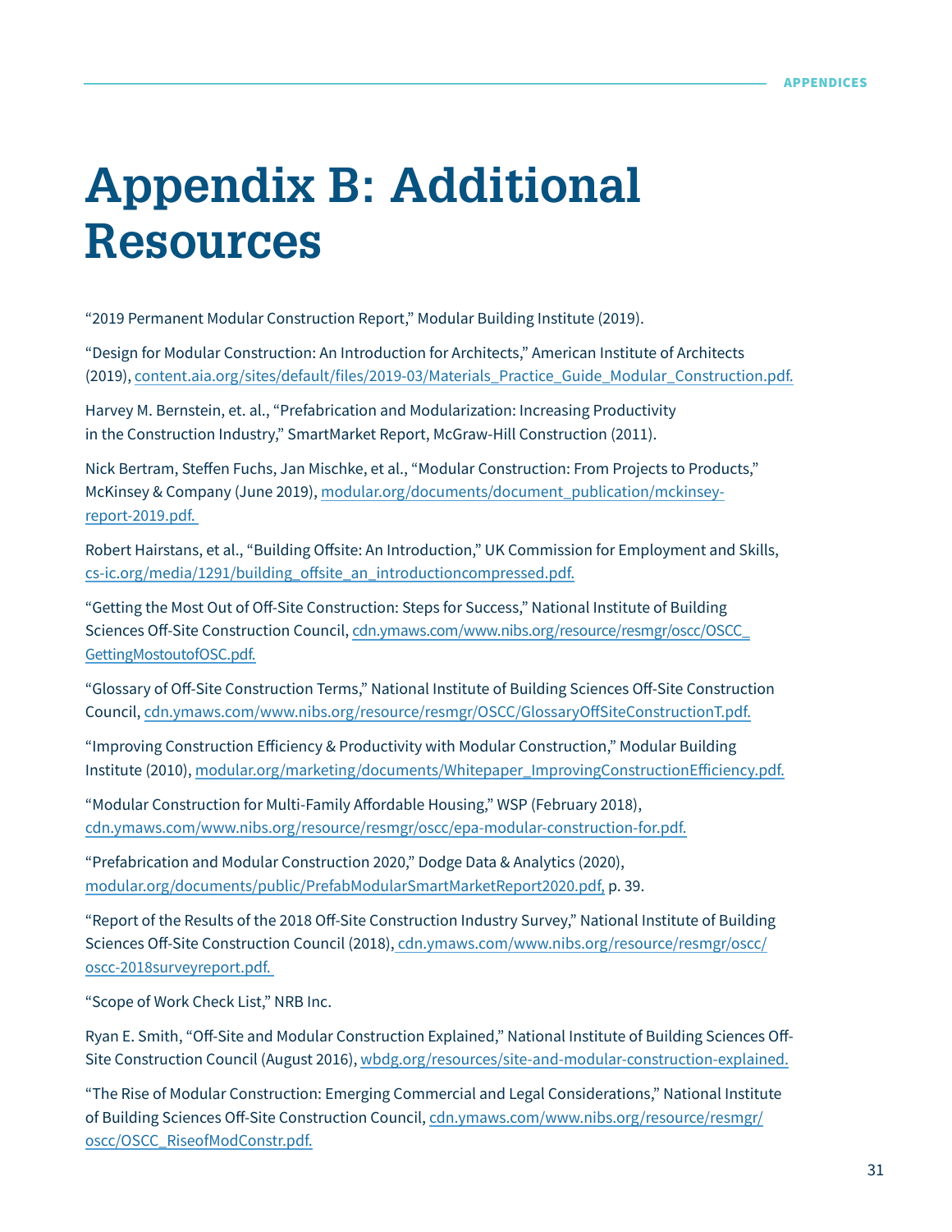# Appendix B: Additional Resources

"2019 Permanent Modular Construction Report," Modular Building Institute (2019).

"Design for Modular Construction: An Introduction for Architects," American Institute of Architects (2019), content.aia.org/sites/default/files/2019-03/Materials_Practice_Guide_Modular_Construction.pdf.

Harvey M. Bernstein, et. al., "Prefabrication and Modularization: Increasing Productivity in the Construction Industry," SmartMarket Report, McGraw-Hill Construction (2011).

Nick Bertram, Steffen Fuchs, Jan Mischke, et al., "Modular Construction: From Projects to Products," McKinsey & Company (June 2019), modular.org/documents/document_publication/mckinsey-report-2019.pdf.

Robert Hairstans, et al., "Building Offsite: An Introduction," UK Commission for Employment and Skills, cs-ic.org/media/1291/building_offsite_an_introductioncompressed.pdf.

"Getting the Most Out of Off-Site Construction: Steps for Success," National Institute of Building Sciences Off-Site Construction Council, cdn.ymaws.com/www.nibs.org/resource/resmgr/oscc/OSCC_GettingMostoutofOSC.pdf.

"Glossary of Off-Site Construction Terms," National Institute of Building Sciences Off-Site Construction Council, cdn.ymaws.com/www.nibs.org/resource/resmgr/OSCC/GlossaryOffSiteConstructionT.pdf.

"Improving Construction Efficiency & Productivity with Modular Construction," Modular Building Institute (2010), modular.org/marketing/documents/Whitepaper_ImprovingConstructionEfficiency.pdf.

"Modular Construction for Multi-Family Affordable Housing," WSP (February 2018), cdn.ymaws.com/www.nibs.org/resource/resmgr/oscc/epa-modular-construction-for.pdf.

"Prefabrication and Modular Construction 2020," Dodge Data & Analytics (2020), modular.org/documents/public/PrefabModularSmartMarketReport2020.pdf, p. 39.

"Report of the Results of the 2018 Off-Site Construction Industry Survey," National Institute of Building Sciences Off-Site Construction Council (2018), cdn.ymaws.com/www.nibs.org/resource/resmgr/oscc/oscc-2018surveyreport.pdf.

"Scope of Work Check List," NRB Inc.

Ryan E. Smith, "Off-Site and Modular Construction Explained," National Institute of Building Sciences Off-Site Construction Council (August 2016), wbdg.org/resources/site-and-modular-construction-explained.

"The Rise of Modular Construction: Emerging Commercial and Legal Considerations," National Institute of Building Sciences Off-Site Construction Council, cdn.ymaws.com/www.nibs.org/resource/resmgr/oscc/OSCC_RiseofModConstr.pdf.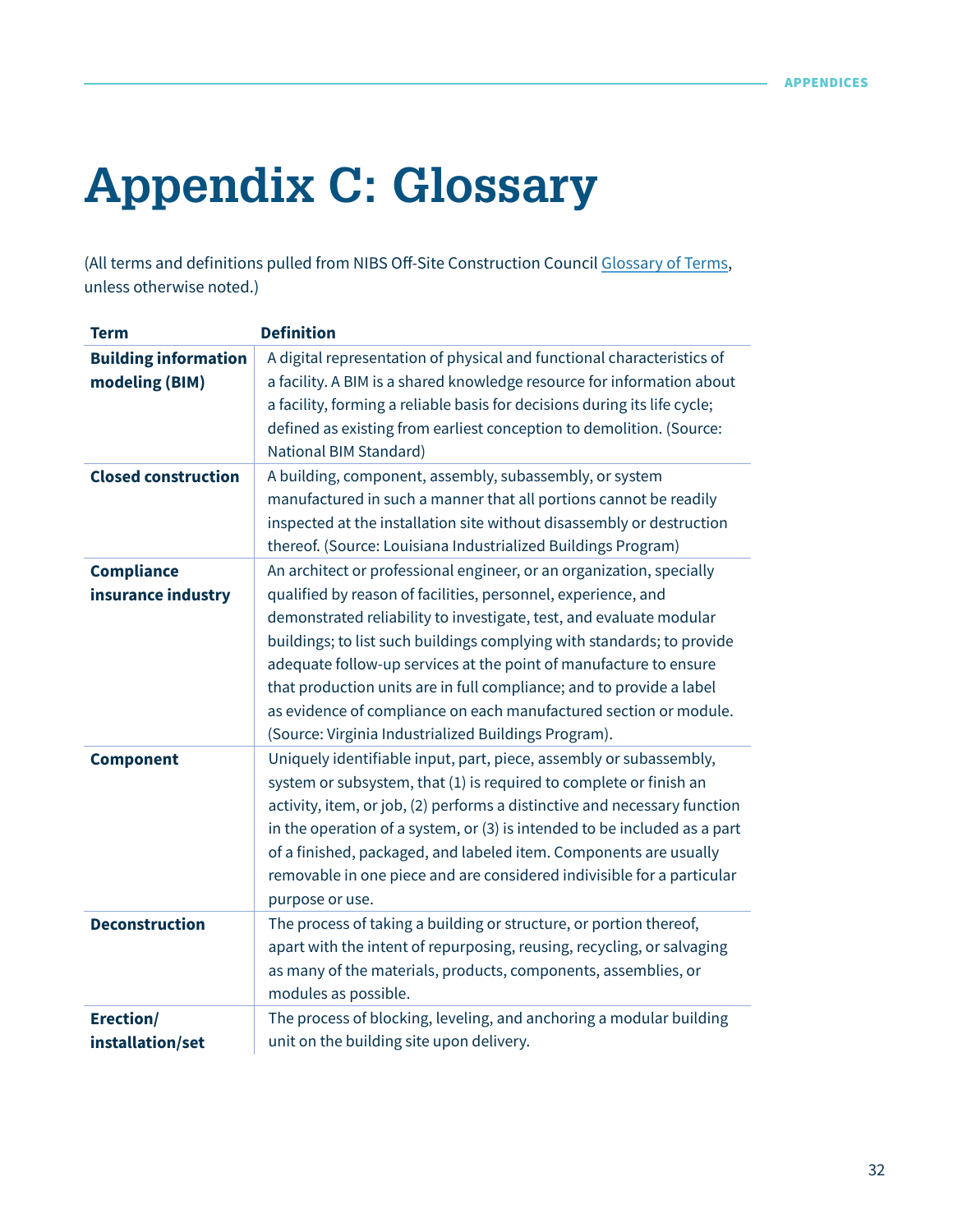# Appendix C: Glossary

(All terms and definitions pulled from NIBS Off-Site Construction Council Glossary of Terms, unless otherwise noted.)

| Term | Definition |
|---|---|
| **Building information modeling (BIM)** | A digital representation of physical and functional characteristics of a facility. A BIM is a shared knowledge resource for information about a facility, forming a reliable basis for decisions during its life cycle; defined as existing from earliest conception to demolition. (Source: National BIM Standard) |
| **Closed construction** | A building, component, assembly, subassembly, or system manufactured in such a manner that all portions cannot be readily inspected at the installation site without disassembly or destruction thereof. (Source: Louisiana Industrialized Buildings Program) |
| **Compliance insurance industry** | An architect or professional engineer, or an organization, specially qualified by reason of facilities, personnel, experience, and demonstrated reliability to investigate, test, and evaluate modular buildings; to list such buildings complying with standards; to provide adequate follow-up services at the point of manufacture to ensure that production units are in full compliance; and to provide a label as evidence of compliance on each manufactured section or module. (Source: Virginia Industrialized Buildings Program). |
| **Component** | Uniquely identifiable input, part, piece, assembly or subassembly, system or subsystem, that (1) is required to complete or finish an activity, item, or job, (2) performs a distinctive and necessary function in the operation of a system, or (3) is intended to be included as a part of a finished, packaged, and labeled item. Components are usually removable in one piece and are considered indivisible for a particular purpose or use. |
| **Deconstruction** | The process of taking a building or structure, or portion thereof, apart with the intent of repurposing, reusing, recycling, or salvaging as many of the materials, products, components, assemblies, or modules as possible. |
| **Erection/ installation/set** | The process of blocking, leveling, and anchoring a modular building unit on the building site upon delivery. |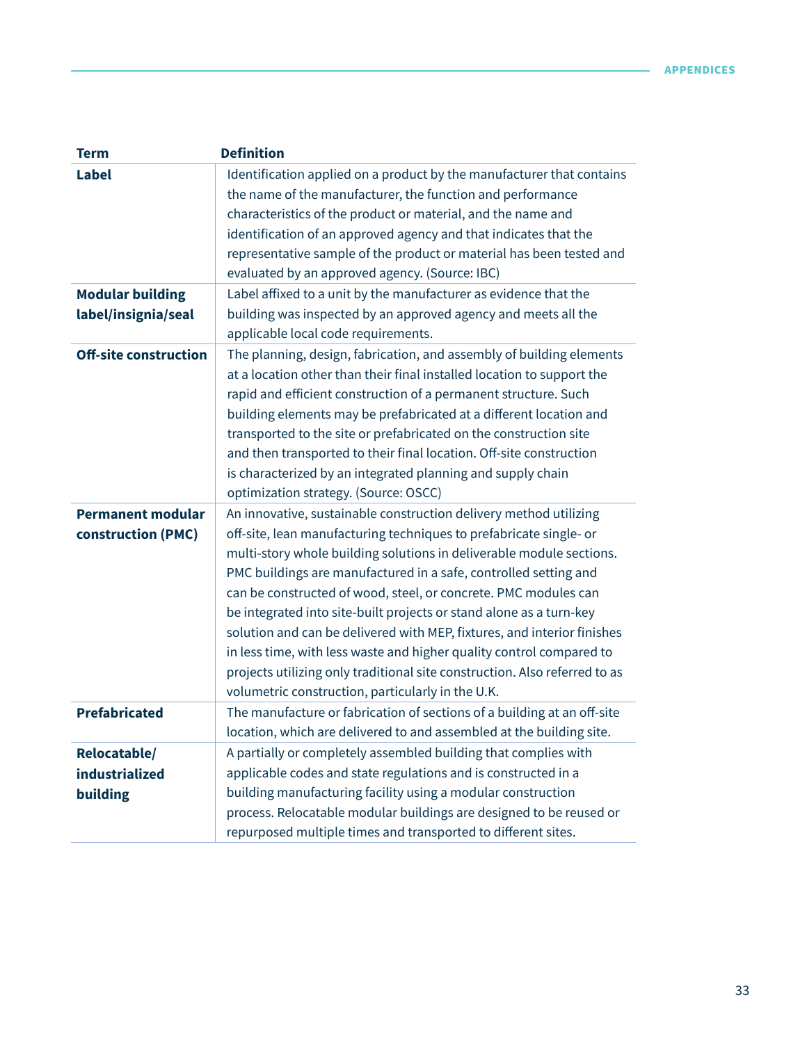| Term | Definition |
|---|---|
| **Label** | Identification applied on a product by the manufacturer that contains the name of the manufacturer, the function and performance characteristics of the product or material, and the name and identification of an approved agency and that indicates that the representative sample of the product or material has been tested and evaluated by an approved agency. (Source: IBC) |
| **Modular building label/insignia/seal** | Label affixed to a unit by the manufacturer as evidence that the building was inspected by an approved agency and meets all the applicable local code requirements. |
| **Off-site construction** | The planning, design, fabrication, and assembly of building elements at a location other than their final installed location to support the rapid and efficient construction of a permanent structure. Such building elements may be prefabricated at a different location and transported to the site or prefabricated on the construction site and then transported to their final location. Off-site construction is characterized by an integrated planning and supply chain optimization strategy. (Source: OSCC) |
| **Permanent modular construction (PMC)** | An innovative, sustainable construction delivery method utilizing off-site, lean manufacturing techniques to prefabricate single- or multi-story whole building solutions in deliverable module sections. PMC buildings are manufactured in a safe, controlled setting and can be constructed of wood, steel, or concrete. PMC modules can be integrated into site-built projects or stand alone as a turn-key solution and can be delivered with MEP, fixtures, and interior finishes in less time, with less waste and higher quality control compared to projects utilizing only traditional site construction. Also referred to as volumetric construction, particularly in the U.K. |
| **Prefabricated** | The manufacture or fabrication of sections of a building at an off-site location, which are delivered to and assembled at the building site. |
| **Relocatable/ industrialized building** | A partially or completely assembled building that complies with applicable codes and state regulations and is constructed in a building manufacturing facility using a modular construction process. Relocatable modular buildings are designed to be reused or repurposed multiple times and transported to different sites. |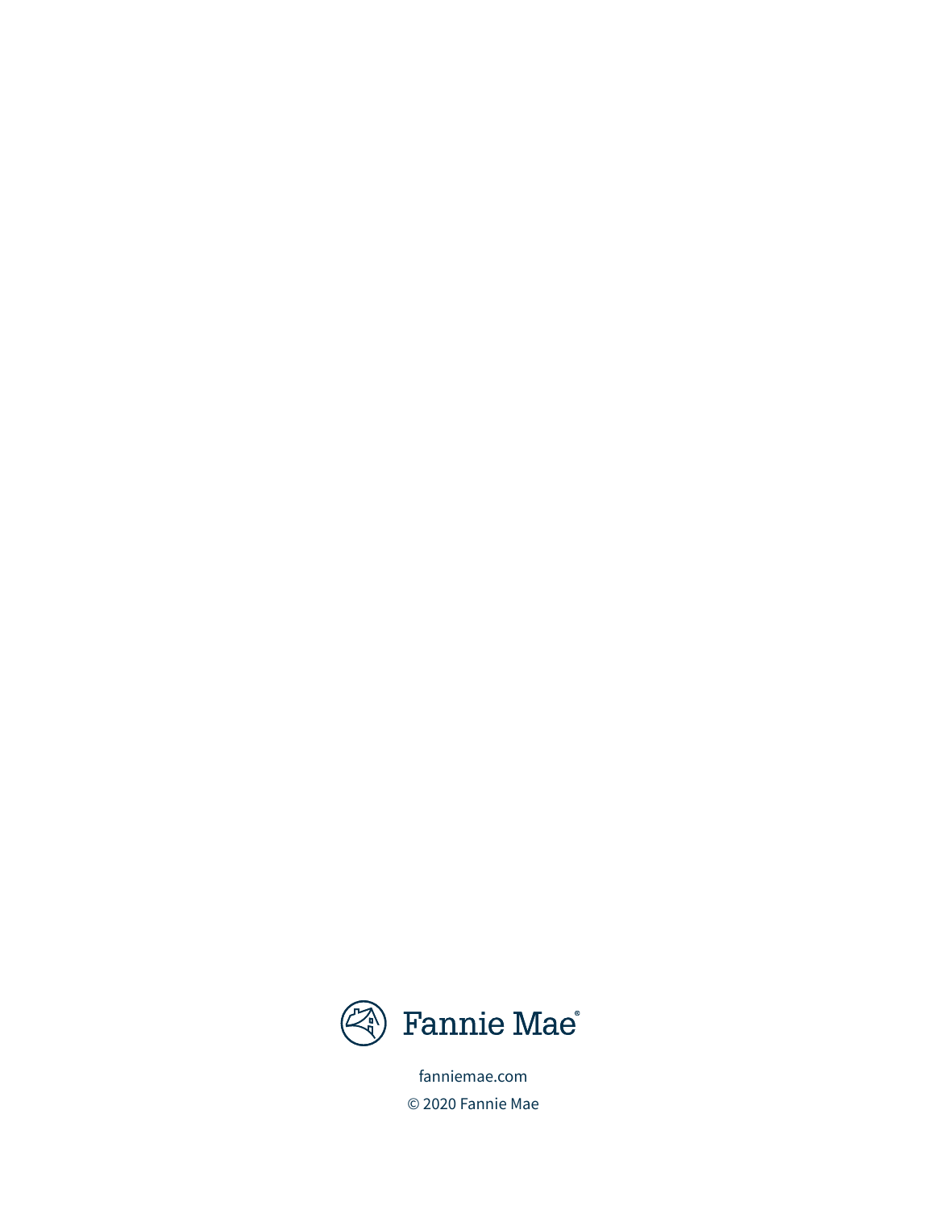Fannie Mae®

fanniemae.com

© 2020 Fannie Mae